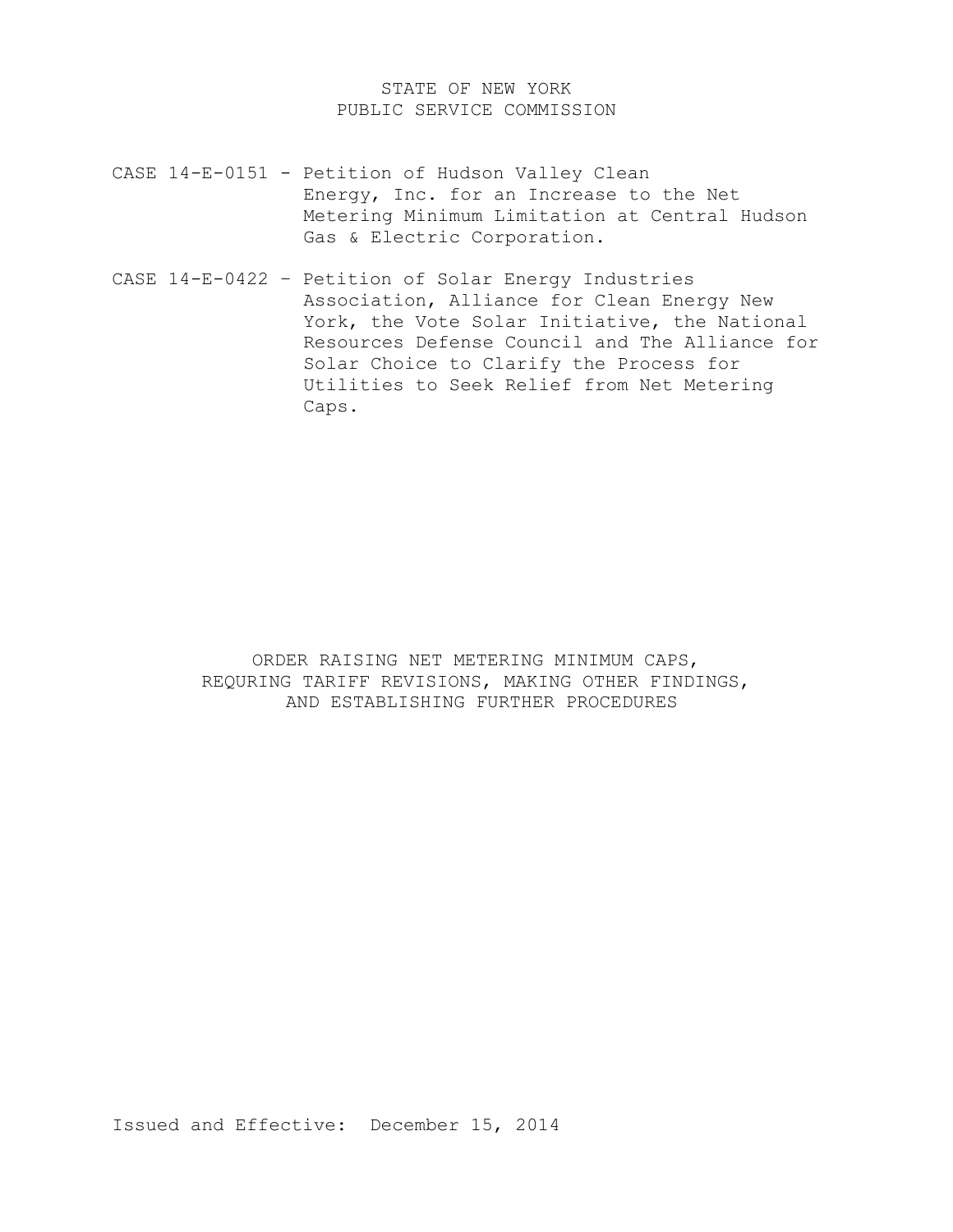STATE OF NEW YORK
PUBLIC SERVICE COMMISSION

CASE 14-E-0151 - Petition of Hudson Valley Clean Energy, Inc. for an Increase to the Net Metering Minimum Limitation at Central Hudson Gas & Electric Corporation.

CASE 14-E-0422 – Petition of Solar Energy Industries Association, Alliance for Clean Energy New York, the Vote Solar Initiative, the National Resources Defense Council and The Alliance for Solar Choice to Clarify the Process for Utilities to Seek Relief from Net Metering Caps.

# ORDER RAISING NET METERING MINIMUM CAPS, REQURING TARIFF REVISIONS, MAKING OTHER FINDINGS, AND ESTABLISHING FURTHER PROCEDURES

Issued and Effective: December 15, 2014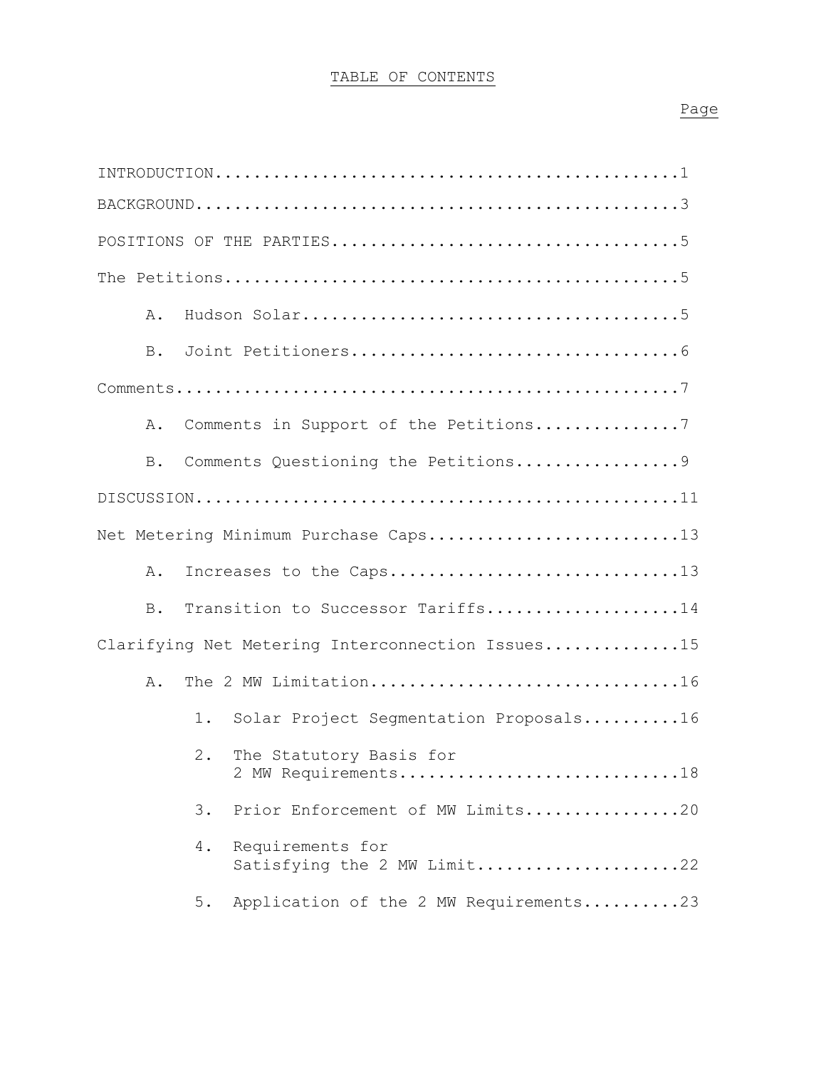# TABLE OF CONTENTS

| | Page |
|---|---|
| INTRODUCTION | 1 |
| BACKGROUND | 3 |
| POSITIONS OF THE PARTIES | 5 |
| The Petitions | 5 |
| A. Hudson Solar | 5 |
| B. Joint Petitioners | 6 |
| Comments | 7 |
| A. Comments in Support of the Petitions | 7 |
| B. Comments Questioning the Petitions | 9 |
| DISCUSSION | 11 |
| Net Metering Minimum Purchase Caps | 13 |
| A. Increases to the Caps | 13 |
| B. Transition to Successor Tariffs | 14 |
| Clarifying Net Metering Interconnection Issues | 15 |
| A. The 2 MW Limitation | 16 |
| 1. Solar Project Segmentation Proposals | 16 |
| 2. The Statutory Basis for 2 MW Requirements | 18 |
| 3. Prior Enforcement of MW Limits | 20 |
| 4. Requirements for Satisfying the 2 MW Limit | 22 |
| 5. Application of the 2 MW Requirements | 23 |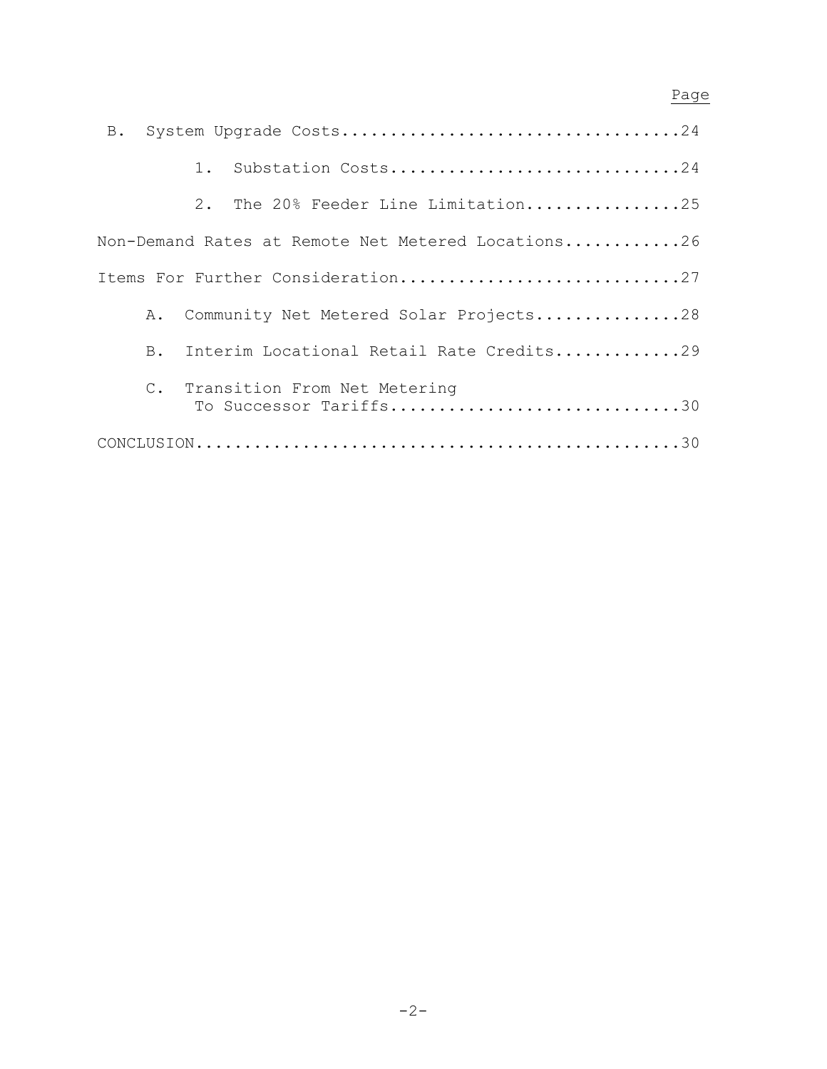| | Page |
|---|---|
| B. System Upgrade Costs | 24 |
| 1. Substation Costs | 24 |
| 2. The 20% Feeder Line Limitation | 25 |
| Non-Demand Rates at Remote Net Metered Locations | 26 |
| Items For Further Consideration | 27 |
| A. Community Net Metered Solar Projects | 28 |
| B. Interim Locational Retail Rate Credits | 29 |
| C. Transition From Net Metering To Successor Tariffs | 30 |
| CONCLUSION | 30 |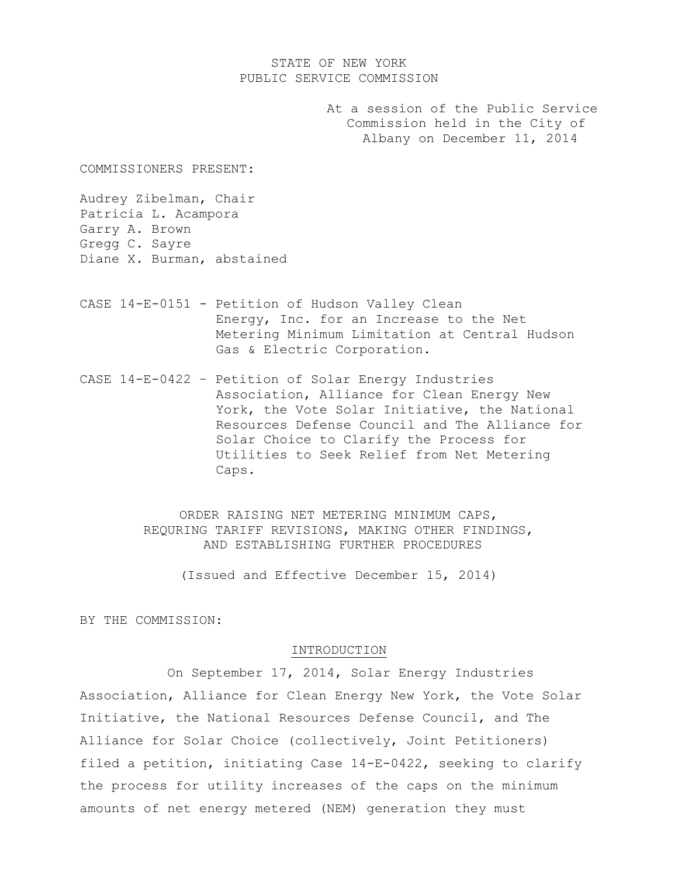STATE OF NEW YORK
PUBLIC SERVICE COMMISSION

At a session of the Public Service Commission held in the City of Albany on December 11, 2014

COMMISSIONERS PRESENT:

Audrey Zibelman, Chair
Patricia L. Acampora
Garry A. Brown
Gregg C. Sayre
Diane X. Burman, abstained

CASE 14-E-0151 - Petition of Hudson Valley Clean Energy, Inc. for an Increase to the Net Metering Minimum Limitation at Central Hudson Gas & Electric Corporation.

CASE 14-E-0422 – Petition of Solar Energy Industries Association, Alliance for Clean Energy New York, the Vote Solar Initiative, the National Resources Defense Council and The Alliance for Solar Choice to Clarify the Process for Utilities to Seek Relief from Net Metering Caps.

ORDER RAISING NET METERING MINIMUM CAPS, REQURING TARIFF REVISIONS, MAKING OTHER FINDINGS, AND ESTABLISHING FURTHER PROCEDURES

(Issued and Effective December 15, 2014)

BY THE COMMISSION:

## INTRODUCTION

On September 17, 2014, Solar Energy Industries Association, Alliance for Clean Energy New York, the Vote Solar Initiative, the National Resources Defense Council, and The Alliance for Solar Choice (collectively, Joint Petitioners) filed a petition, initiating Case 14-E-0422, seeking to clarify the process for utility increases of the caps on the minimum amounts of net energy metered (NEM) generation they must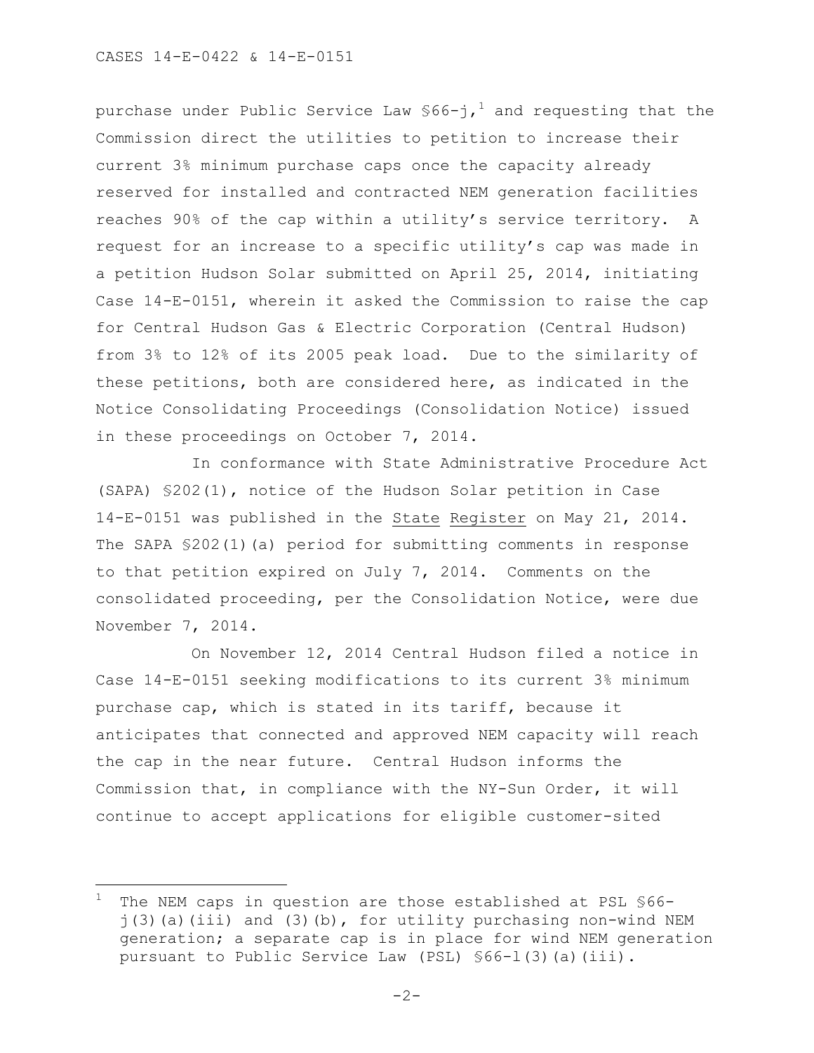purchase under Public Service Law §66-j,[1] and requesting that the Commission direct the utilities to petition to increase their current 3% minimum purchase caps once the capacity already reserved for installed and contracted NEM generation facilities reaches 90% of the cap within a utility's service territory. A request for an increase to a specific utility's cap was made in a petition Hudson Solar submitted on April 25, 2014, initiating Case 14-E-0151, wherein it asked the Commission to raise the cap for Central Hudson Gas & Electric Corporation (Central Hudson) from 3% to 12% of its 2005 peak load. Due to the similarity of these petitions, both are considered here, as indicated in the Notice Consolidating Proceedings (Consolidation Notice) issued in these proceedings on October 7, 2014.

In conformance with State Administrative Procedure Act (SAPA) §202(1), notice of the Hudson Solar petition in Case 14-E-0151 was published in the State Register on May 21, 2014. The SAPA §202(1)(a) period for submitting comments in response to that petition expired on July 7, 2014. Comments on the consolidated proceeding, per the Consolidation Notice, were due November 7, 2014.

On November 12, 2014 Central Hudson filed a notice in Case 14-E-0151 seeking modifications to its current 3% minimum purchase cap, which is stated in its tariff, because it anticipates that connected and approved NEM capacity will reach the cap in the near future. Central Hudson informs the Commission that, in compliance with the NY-Sun Order, it will continue to accept applications for eligible customer-sited

---

[1] The NEM caps in question are those established at PSL §66-j(3)(a)(iii) and (3)(b), for utility purchasing non-wind NEM generation; a separate cap is in place for wind NEM generation pursuant to Public Service Law (PSL) §66-l(3)(a)(iii).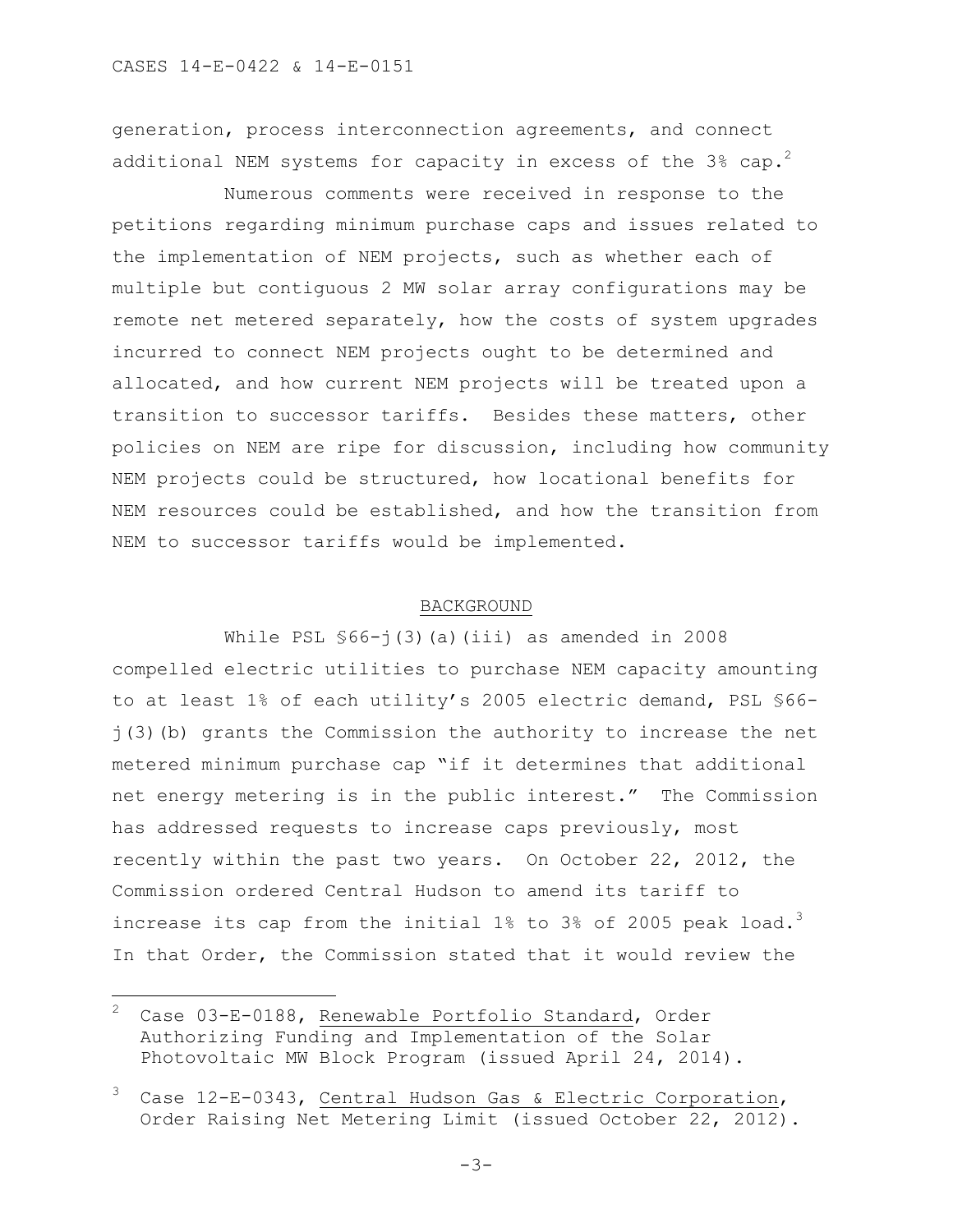generation, process interconnection agreements, and connect additional NEM systems for capacity in excess of the 3% cap.[2]

Numerous comments were received in response to the petitions regarding minimum purchase caps and issues related to the implementation of NEM projects, such as whether each of multiple but contiguous 2 MW solar array configurations may be remote net metered separately, how the costs of system upgrades incurred to connect NEM projects ought to be determined and allocated, and how current NEM projects will be treated upon a transition to successor tariffs. Besides these matters, other policies on NEM are ripe for discussion, including how community NEM projects could be structured, how locational benefits for NEM resources could be established, and how the transition from NEM to successor tariffs would be implemented.

## BACKGROUND

While PSL §66-j(3)(a)(iii) as amended in 2008 compelled electric utilities to purchase NEM capacity amounting to at least 1% of each utility's 2005 electric demand, PSL §66-j(3)(b) grants the Commission the authority to increase the net metered minimum purchase cap "if it determines that additional net energy metering is in the public interest." The Commission has addressed requests to increase caps previously, most recently within the past two years. On October 22, 2012, the Commission ordered Central Hudson to amend its tariff to increase its cap from the initial 1% to 3% of 2005 peak load.[3] In that Order, the Commission stated that it would review the

---

[2] Case 03-E-0188, Renewable Portfolio Standard, Order Authorizing Funding and Implementation of the Solar Photovoltaic MW Block Program (issued April 24, 2014).

[3] Case 12-E-0343, Central Hudson Gas & Electric Corporation, Order Raising Net Metering Limit (issued October 22, 2012).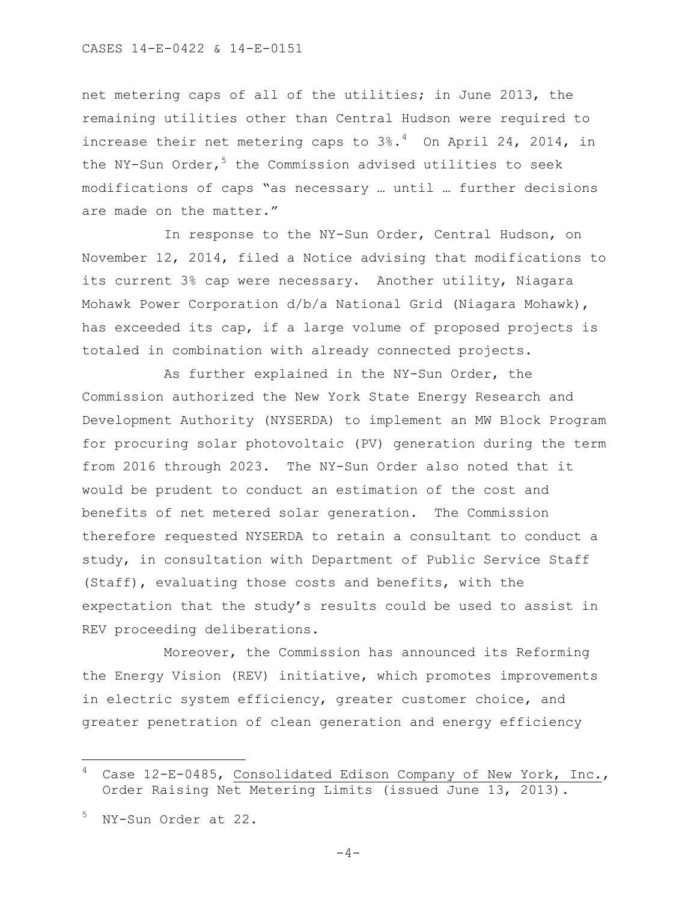net metering caps of all of the utilities; in June 2013, the remaining utilities other than Central Hudson were required to increase their net metering caps to 3%.[4] On April 24, 2014, in the NY-Sun Order,[5] the Commission advised utilities to seek modifications of caps "as necessary … until … further decisions are made on the matter."

In response to the NY-Sun Order, Central Hudson, on November 12, 2014, filed a Notice advising that modifications to its current 3% cap were necessary. Another utility, Niagara Mohawk Power Corporation d/b/a National Grid (Niagara Mohawk), has exceeded its cap, if a large volume of proposed projects is totaled in combination with already connected projects.

As further explained in the NY-Sun Order, the Commission authorized the New York State Energy Research and Development Authority (NYSERDA) to implement an MW Block Program for procuring solar photovoltaic (PV) generation during the term from 2016 through 2023. The NY-Sun Order also noted that it would be prudent to conduct an estimation of the cost and benefits of net metered solar generation. The Commission therefore requested NYSERDA to retain a consultant to conduct a study, in consultation with Department of Public Service Staff (Staff), evaluating those costs and benefits, with the expectation that the study's results could be used to assist in REV proceeding deliberations.

Moreover, the Commission has announced its Reforming the Energy Vision (REV) initiative, which promotes improvements in electric system efficiency, greater customer choice, and greater penetration of clean generation and energy efficiency

---

[4] Case 12-E-0485, Consolidated Edison Company of New York, Inc., Order Raising Net Metering Limits (issued June 13, 2013).

[5] NY-Sun Order at 22.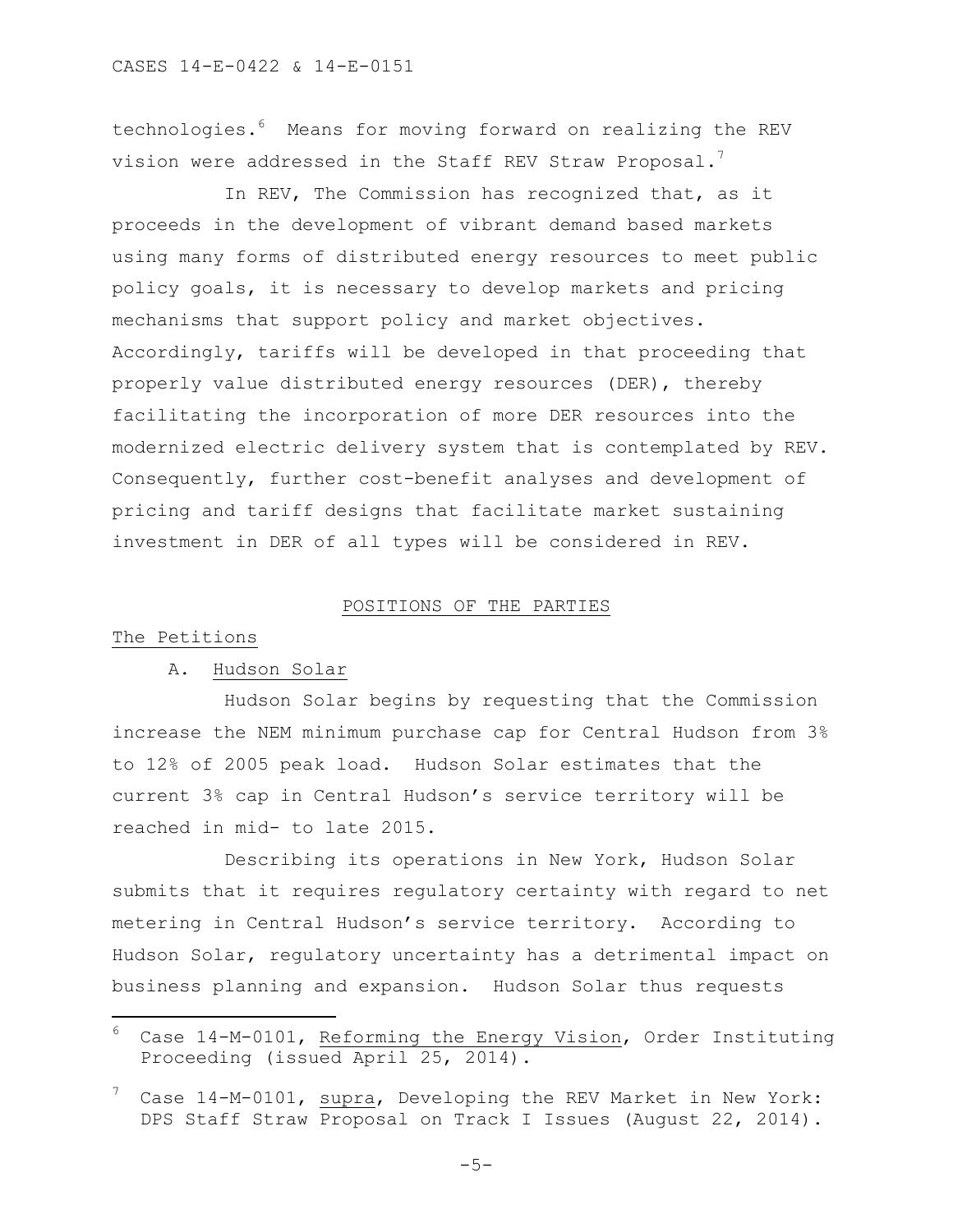technologies.[6] Means for moving forward on realizing the REV vision were addressed in the Staff REV Straw Proposal.[7]

In REV, The Commission has recognized that, as it proceeds in the development of vibrant demand based markets using many forms of distributed energy resources to meet public policy goals, it is necessary to develop markets and pricing mechanisms that support policy and market objectives. Accordingly, tariffs will be developed in that proceeding that properly value distributed energy resources (DER), thereby facilitating the incorporation of more DER resources into the modernized electric delivery system that is contemplated by REV. Consequently, further cost-benefit analyses and development of pricing and tariff designs that facilitate market sustaining investment in DER of all types will be considered in REV.

## POSITIONS OF THE PARTIES

### The Petitions

#### A. Hudson Solar

Hudson Solar begins by requesting that the Commission increase the NEM minimum purchase cap for Central Hudson from 3% to 12% of 2005 peak load. Hudson Solar estimates that the current 3% cap in Central Hudson's service territory will be reached in mid- to late 2015.

Describing its operations in New York, Hudson Solar submits that it requires regulatory certainty with regard to net metering in Central Hudson's service territory. According to Hudson Solar, regulatory uncertainty has a detrimental impact on business planning and expansion. Hudson Solar thus requests

---

[6] Case 14-M-0101, Reforming the Energy Vision, Order Instituting Proceeding (issued April 25, 2014).

[7] Case 14-M-0101, supra, Developing the REV Market in New York: DPS Staff Straw Proposal on Track I Issues (August 22, 2014).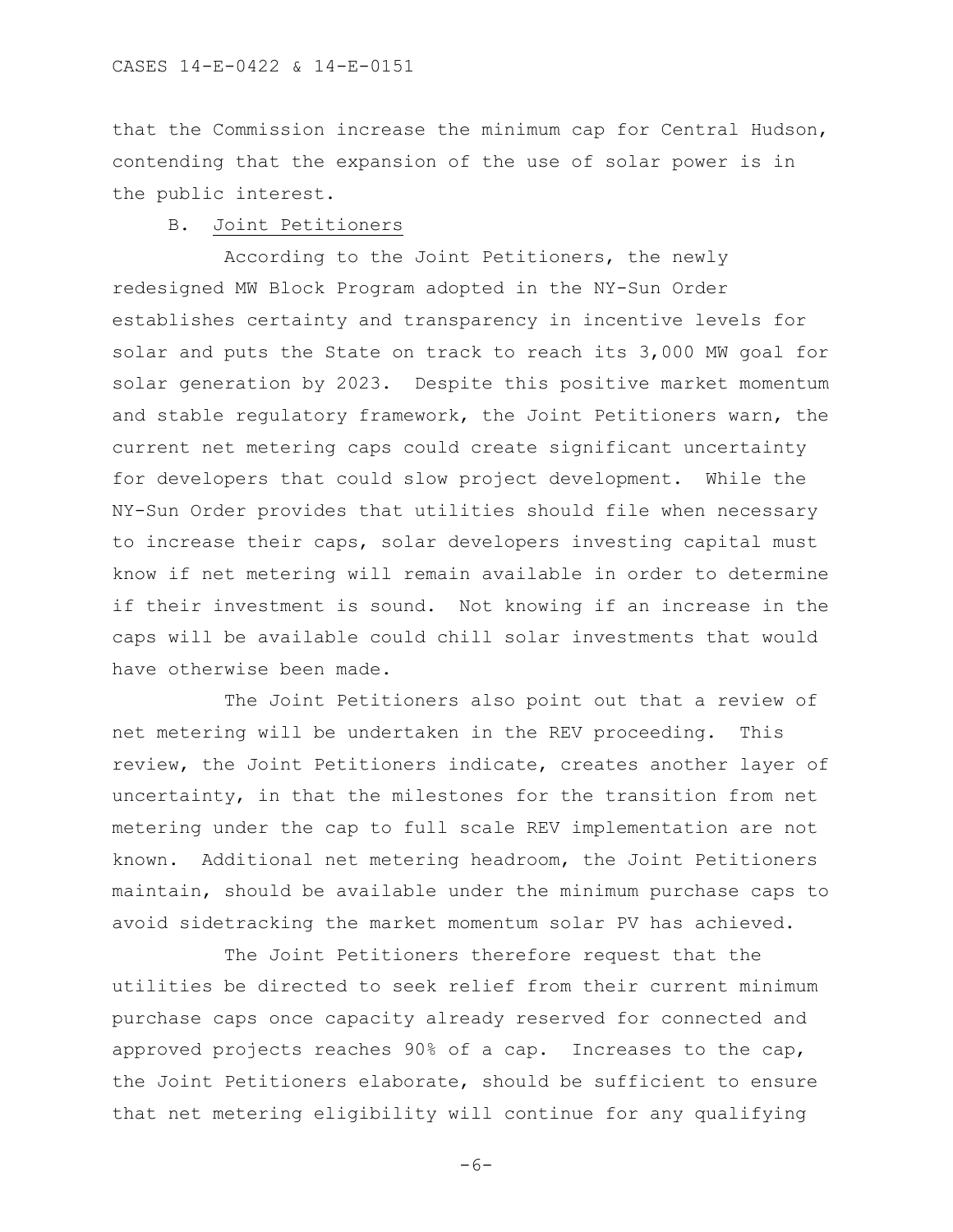that the Commission increase the minimum cap for Central Hudson, contending that the expansion of the use of solar power is in the public interest.

### B. Joint Petitioners

According to the Joint Petitioners, the newly redesigned MW Block Program adopted in the NY-Sun Order establishes certainty and transparency in incentive levels for solar and puts the State on track to reach its 3,000 MW goal for solar generation by 2023. Despite this positive market momentum and stable regulatory framework, the Joint Petitioners warn, the current net metering caps could create significant uncertainty for developers that could slow project development. While the NY-Sun Order provides that utilities should file when necessary to increase their caps, solar developers investing capital must know if net metering will remain available in order to determine if their investment is sound. Not knowing if an increase in the caps will be available could chill solar investments that would have otherwise been made.

The Joint Petitioners also point out that a review of net metering will be undertaken in the REV proceeding. This review, the Joint Petitioners indicate, creates another layer of uncertainty, in that the milestones for the transition from net metering under the cap to full scale REV implementation are not known. Additional net metering headroom, the Joint Petitioners maintain, should be available under the minimum purchase caps to avoid sidetracking the market momentum solar PV has achieved.

The Joint Petitioners therefore request that the utilities be directed to seek relief from their current minimum purchase caps once capacity already reserved for connected and approved projects reaches 90% of a cap. Increases to the cap, the Joint Petitioners elaborate, should be sufficient to ensure that net metering eligibility will continue for any qualifying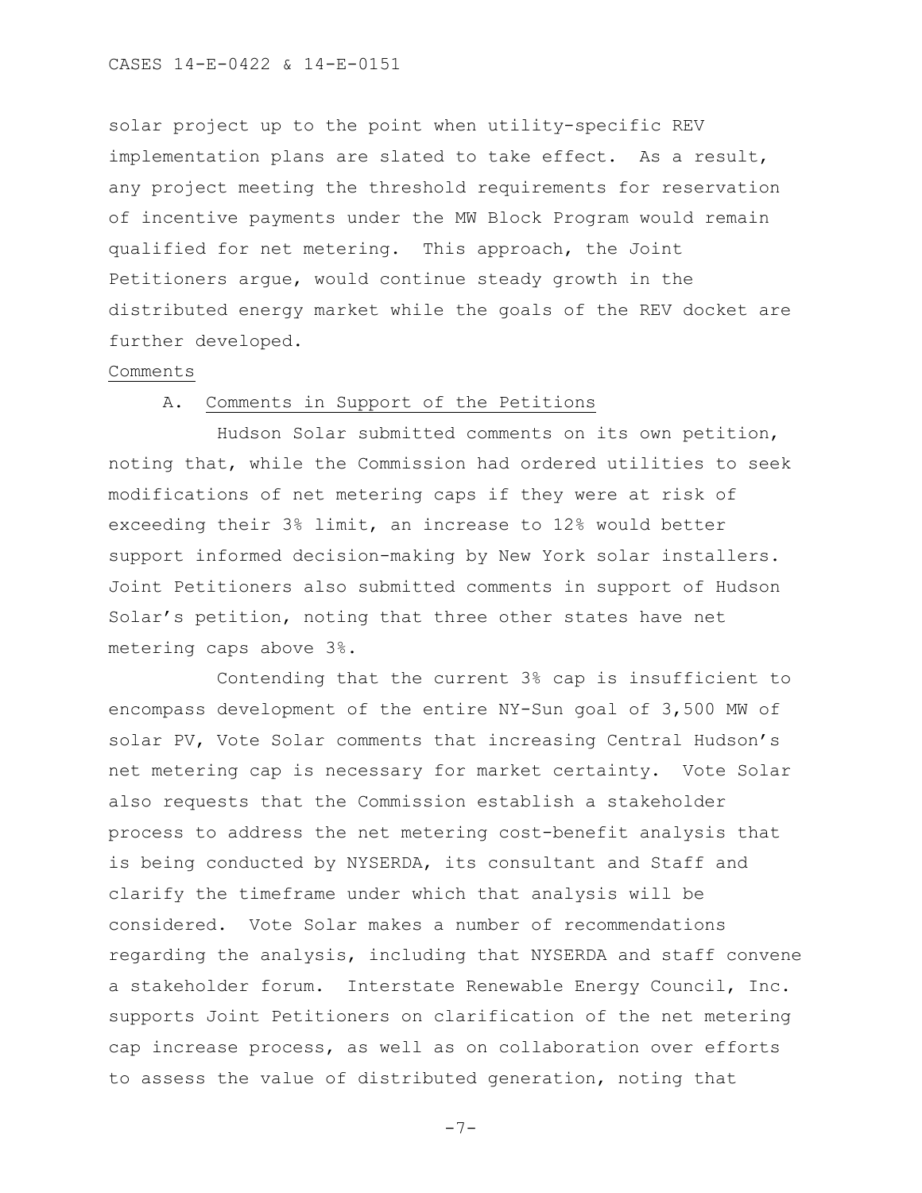solar project up to the point when utility-specific REV implementation plans are slated to take effect. As a result, any project meeting the threshold requirements for reservation of incentive payments under the MW Block Program would remain qualified for net metering. This approach, the Joint Petitioners argue, would continue steady growth in the distributed energy market while the goals of the REV docket are further developed.

Comments

A. Comments in Support of the Petitions

Hudson Solar submitted comments on its own petition, noting that, while the Commission had ordered utilities to seek modifications of net metering caps if they were at risk of exceeding their 3% limit, an increase to 12% would better support informed decision-making by New York solar installers. Joint Petitioners also submitted comments in support of Hudson Solar's petition, noting that three other states have net metering caps above 3%.

Contending that the current 3% cap is insufficient to encompass development of the entire NY-Sun goal of 3,500 MW of solar PV, Vote Solar comments that increasing Central Hudson's net metering cap is necessary for market certainty. Vote Solar also requests that the Commission establish a stakeholder process to address the net metering cost-benefit analysis that is being conducted by NYSERDA, its consultant and Staff and clarify the timeframe under which that analysis will be considered. Vote Solar makes a number of recommendations regarding the analysis, including that NYSERDA and staff convene a stakeholder forum. Interstate Renewable Energy Council, Inc. supports Joint Petitioners on clarification of the net metering cap increase process, as well as on collaboration over efforts to assess the value of distributed generation, noting that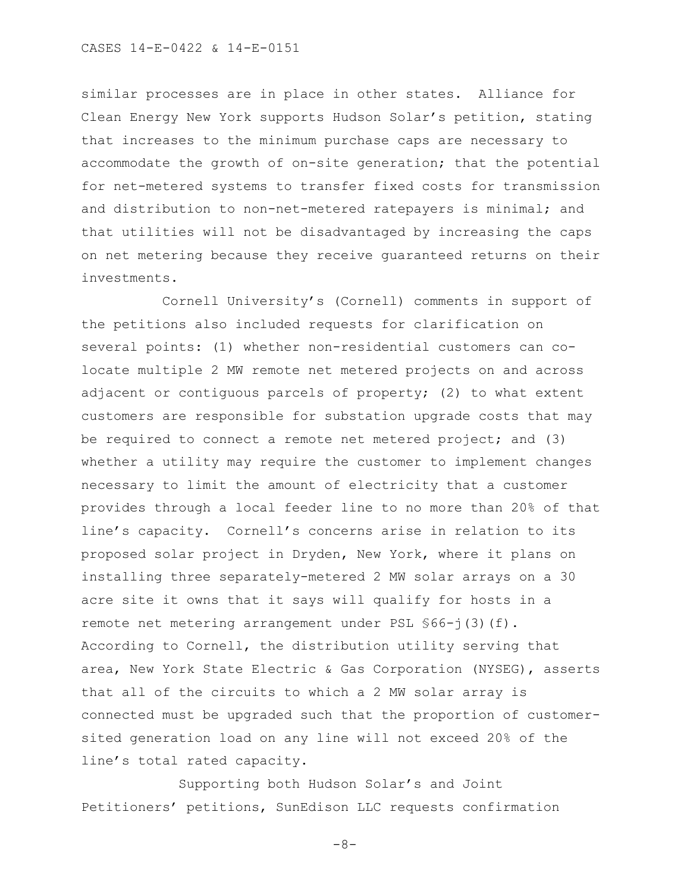similar processes are in place in other states. Alliance for Clean Energy New York supports Hudson Solar's petition, stating that increases to the minimum purchase caps are necessary to accommodate the growth of on-site generation; that the potential for net-metered systems to transfer fixed costs for transmission and distribution to non-net-metered ratepayers is minimal; and that utilities will not be disadvantaged by increasing the caps on net metering because they receive guaranteed returns on their investments.

Cornell University's (Cornell) comments in support of the petitions also included requests for clarification on several points: (1) whether non-residential customers can co-locate multiple 2 MW remote net metered projects on and across adjacent or contiguous parcels of property; (2) to what extent customers are responsible for substation upgrade costs that may be required to connect a remote net metered project; and (3) whether a utility may require the customer to implement changes necessary to limit the amount of electricity that a customer provides through a local feeder line to no more than 20% of that line's capacity. Cornell's concerns arise in relation to its proposed solar project in Dryden, New York, where it plans on installing three separately-metered 2 MW solar arrays on a 30 acre site it owns that it says will qualify for hosts in a remote net metering arrangement under PSL §66-j(3)(f). According to Cornell, the distribution utility serving that area, New York State Electric & Gas Corporation (NYSEG), asserts that all of the circuits to which a 2 MW solar array is connected must be upgraded such that the proportion of customer-sited generation load on any line will not exceed 20% of the line's total rated capacity.

Supporting both Hudson Solar's and Joint Petitioners' petitions, SunEdison LLC requests confirmation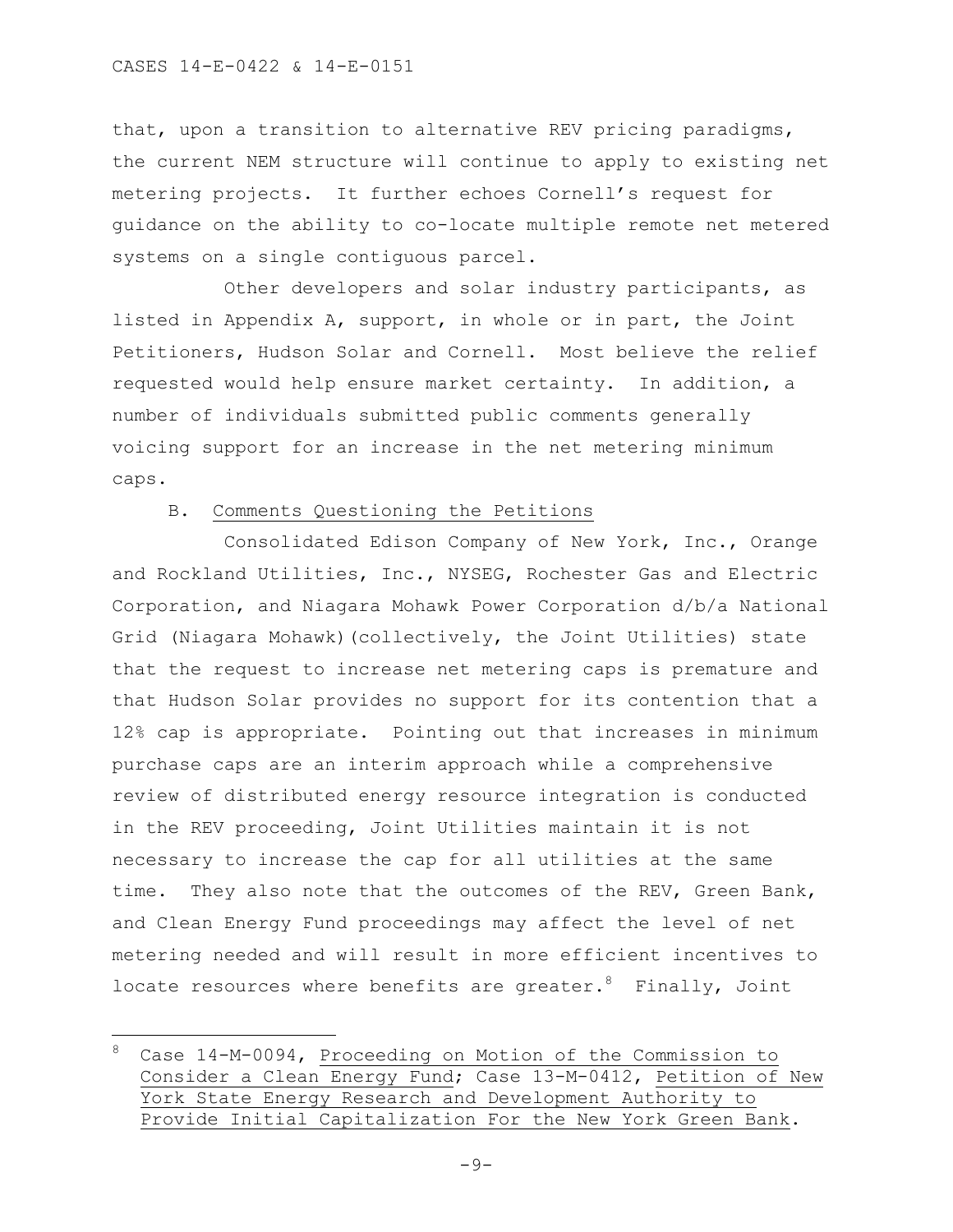that, upon a transition to alternative REV pricing paradigms, the current NEM structure will continue to apply to existing net metering projects. It further echoes Cornell's request for guidance on the ability to co-locate multiple remote net metered systems on a single contiguous parcel.

Other developers and solar industry participants, as listed in Appendix A, support, in whole or in part, the Joint Petitioners, Hudson Solar and Cornell. Most believe the relief requested would help ensure market certainty. In addition, a number of individuals submitted public comments generally voicing support for an increase in the net metering minimum caps.

B. Comments Questioning the Petitions

Consolidated Edison Company of New York, Inc., Orange and Rockland Utilities, Inc., NYSEG, Rochester Gas and Electric Corporation, and Niagara Mohawk Power Corporation d/b/a National Grid (Niagara Mohawk)(collectively, the Joint Utilities) state that the request to increase net metering caps is premature and that Hudson Solar provides no support for its contention that a 12% cap is appropriate. Pointing out that increases in minimum purchase caps are an interim approach while a comprehensive review of distributed energy resource integration is conducted in the REV proceeding, Joint Utilities maintain it is not necessary to increase the cap for all utilities at the same time. They also note that the outcomes of the REV, Green Bank, and Clean Energy Fund proceedings may affect the level of net metering needed and will result in more efficient incentives to locate resources where benefits are greater.[8] Finally, Joint

---

[8] Case 14-M-0094, Proceeding on Motion of the Commission to Consider a Clean Energy Fund; Case 13-M-0412, Petition of New York State Energy Research and Development Authority to Provide Initial Capitalization For the New York Green Bank.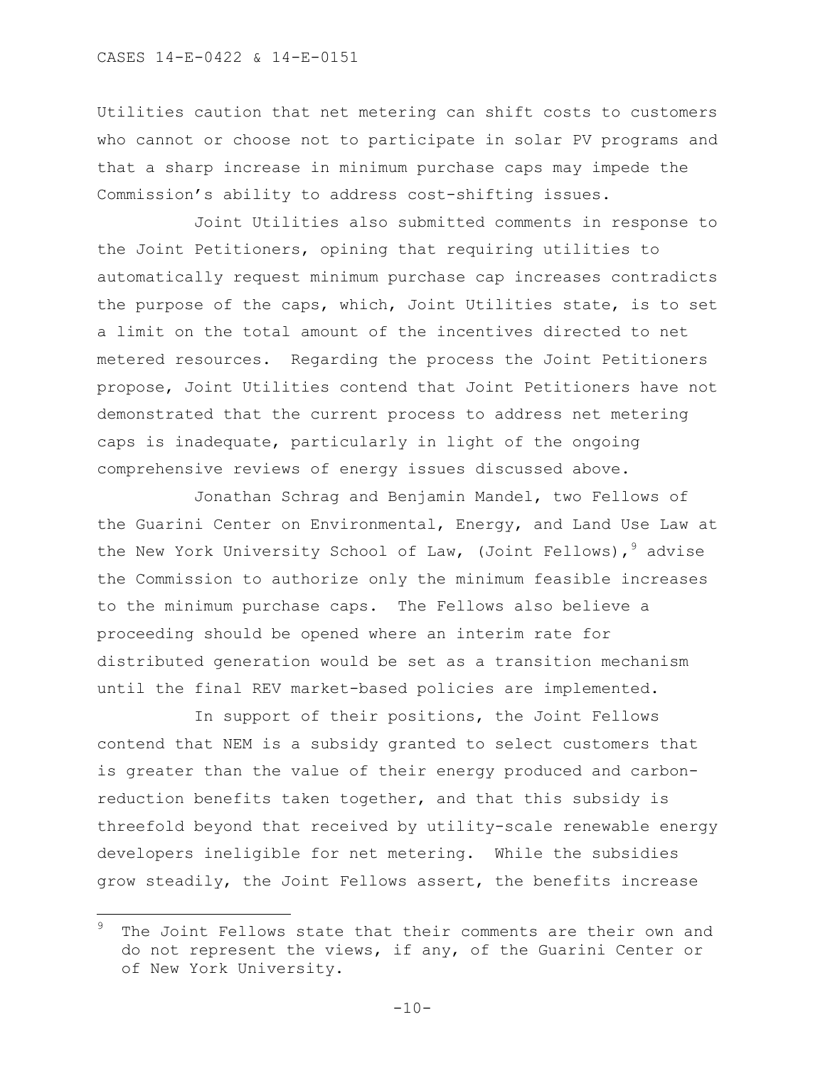Utilities caution that net metering can shift costs to customers who cannot or choose not to participate in solar PV programs and that a sharp increase in minimum purchase caps may impede the Commission's ability to address cost-shifting issues.

Joint Utilities also submitted comments in response to the Joint Petitioners, opining that requiring utilities to automatically request minimum purchase cap increases contradicts the purpose of the caps, which, Joint Utilities state, is to set a limit on the total amount of the incentives directed to net metered resources. Regarding the process the Joint Petitioners propose, Joint Utilities contend that Joint Petitioners have not demonstrated that the current process to address net metering caps is inadequate, particularly in light of the ongoing comprehensive reviews of energy issues discussed above.

Jonathan Schrag and Benjamin Mandel, two Fellows of the Guarini Center on Environmental, Energy, and Land Use Law at the New York University School of Law, (Joint Fellows),[9] advise the Commission to authorize only the minimum feasible increases to the minimum purchase caps. The Fellows also believe a proceeding should be opened where an interim rate for distributed generation would be set as a transition mechanism until the final REV market-based policies are implemented.

In support of their positions, the Joint Fellows contend that NEM is a subsidy granted to select customers that is greater than the value of their energy produced and carbon-reduction benefits taken together, and that this subsidy is threefold beyond that received by utility-scale renewable energy developers ineligible for net metering. While the subsidies grow steadily, the Joint Fellows assert, the benefits increase

[9] The Joint Fellows state that their comments are their own and do not represent the views, if any, of the Guarini Center or of New York University.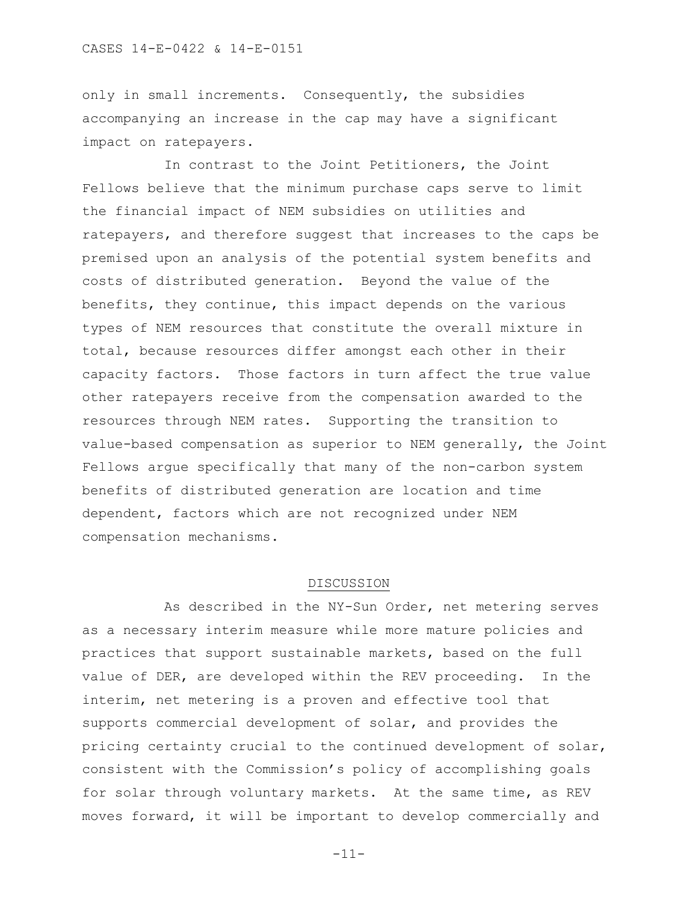only in small increments. Consequently, the subsidies accompanying an increase in the cap may have a significant impact on ratepayers.

In contrast to the Joint Petitioners, the Joint Fellows believe that the minimum purchase caps serve to limit the financial impact of NEM subsidies on utilities and ratepayers, and therefore suggest that increases to the caps be premised upon an analysis of the potential system benefits and costs of distributed generation. Beyond the value of the benefits, they continue, this impact depends on the various types of NEM resources that constitute the overall mixture in total, because resources differ amongst each other in their capacity factors. Those factors in turn affect the true value other ratepayers receive from the compensation awarded to the resources through NEM rates. Supporting the transition to value-based compensation as superior to NEM generally, the Joint Fellows argue specifically that many of the non-carbon system benefits of distributed generation are location and time dependent, factors which are not recognized under NEM compensation mechanisms.

## DISCUSSION

As described in the NY-Sun Order, net metering serves as a necessary interim measure while more mature policies and practices that support sustainable markets, based on the full value of DER, are developed within the REV proceeding. In the interim, net metering is a proven and effective tool that supports commercial development of solar, and provides the pricing certainty crucial to the continued development of solar, consistent with the Commission's policy of accomplishing goals for solar through voluntary markets. At the same time, as REV moves forward, it will be important to develop commercially and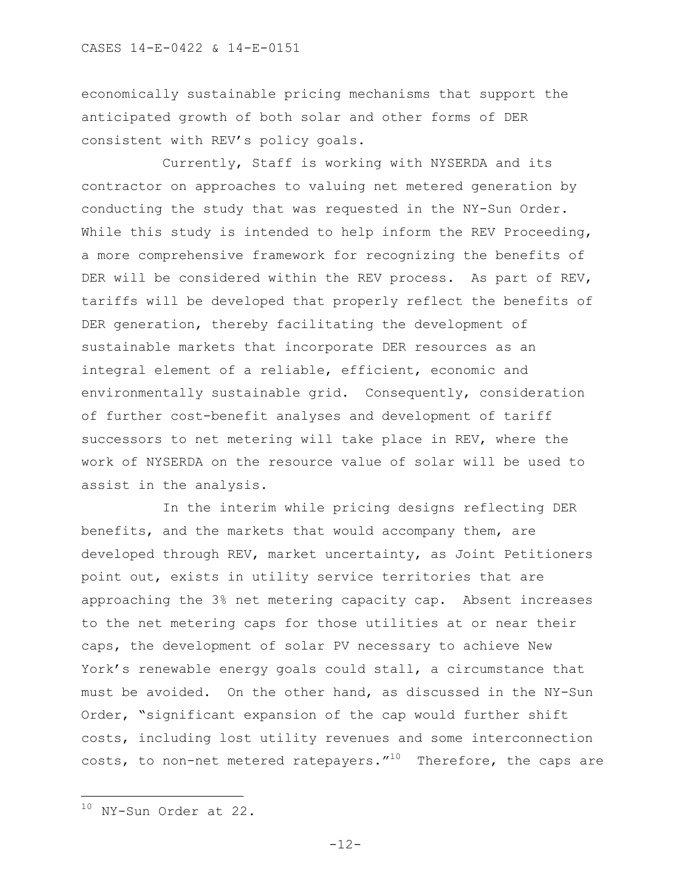economically sustainable pricing mechanisms that support the anticipated growth of both solar and other forms of DER consistent with REV's policy goals.

Currently, Staff is working with NYSERDA and its contractor on approaches to valuing net metered generation by conducting the study that was requested in the NY-Sun Order. While this study is intended to help inform the REV Proceeding, a more comprehensive framework for recognizing the benefits of DER will be considered within the REV process. As part of REV, tariffs will be developed that properly reflect the benefits of DER generation, thereby facilitating the development of sustainable markets that incorporate DER resources as an integral element of a reliable, efficient, economic and environmentally sustainable grid. Consequently, consideration of further cost-benefit analyses and development of tariff successors to net metering will take place in REV, where the work of NYSERDA on the resource value of solar will be used to assist in the analysis.

In the interim while pricing designs reflecting DER benefits, and the markets that would accompany them, are developed through REV, market uncertainty, as Joint Petitioners point out, exists in utility service territories that are approaching the 3% net metering capacity cap. Absent increases to the net metering caps for those utilities at or near their caps, the development of solar PV necessary to achieve New York's renewable energy goals could stall, a circumstance that must be avoided. On the other hand, as discussed in the NY-Sun Order, "significant expansion of the cap would further shift costs, including lost utility revenues and some interconnection costs, to non-net metered ratepayers."[10] Therefore, the caps are

[10] NY-Sun Order at 22.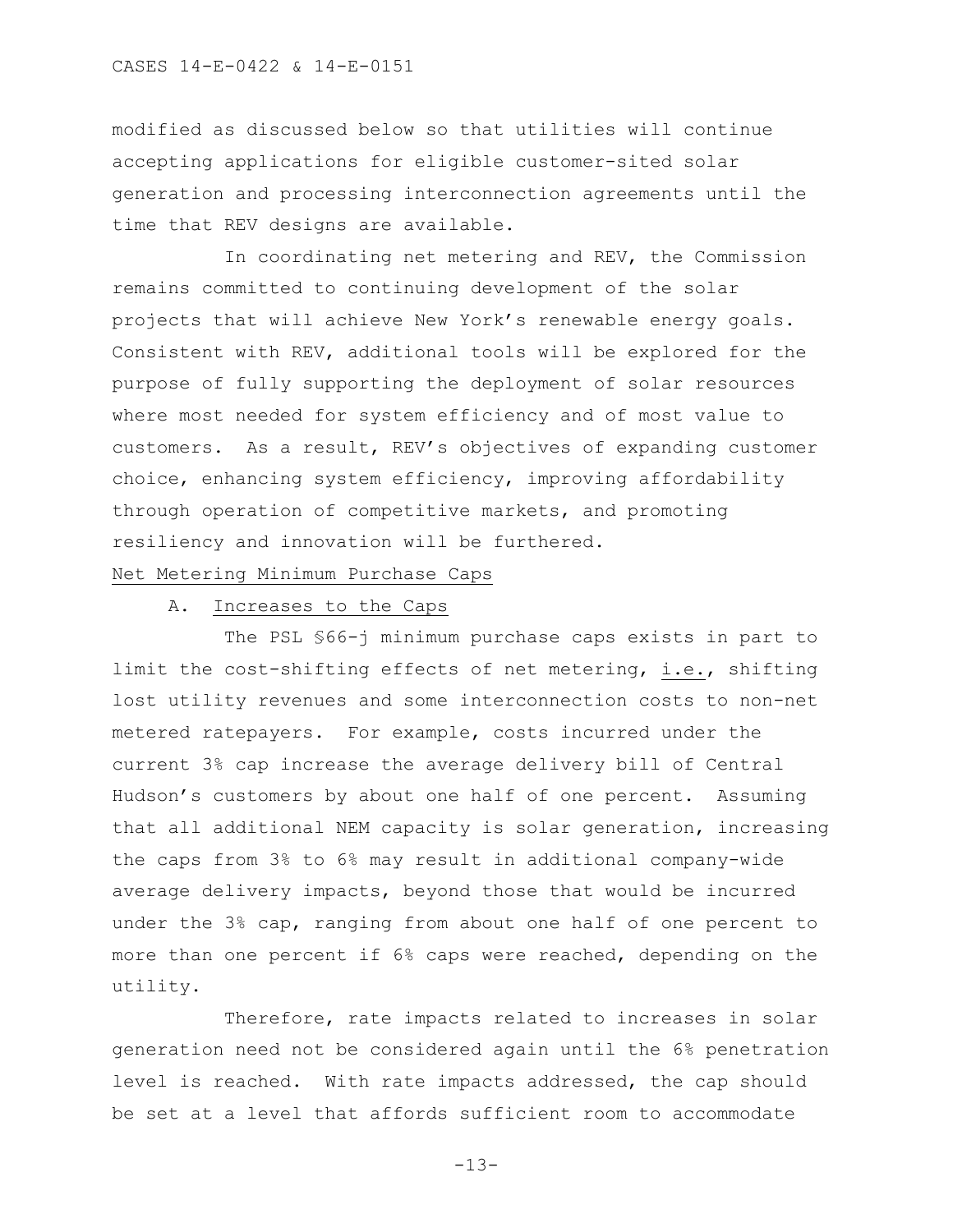modified as discussed below so that utilities will continue accepting applications for eligible customer-sited solar generation and processing interconnection agreements until the time that REV designs are available.

In coordinating net metering and REV, the Commission remains committed to continuing development of the solar projects that will achieve New York's renewable energy goals. Consistent with REV, additional tools will be explored for the purpose of fully supporting the deployment of solar resources where most needed for system efficiency and of most value to customers. As a result, REV's objectives of expanding customer choice, enhancing system efficiency, improving affordability through operation of competitive markets, and promoting resiliency and innovation will be furthered.

## Net Metering Minimum Purchase Caps

### A. Increases to the Caps

The PSL §66-j minimum purchase caps exists in part to limit the cost-shifting effects of net metering, i.e., shifting lost utility revenues and some interconnection costs to non-net metered ratepayers. For example, costs incurred under the current 3% cap increase the average delivery bill of Central Hudson's customers by about one half of one percent. Assuming that all additional NEM capacity is solar generation, increasing the caps from 3% to 6% may result in additional company-wide average delivery impacts, beyond those that would be incurred under the 3% cap, ranging from about one half of one percent to more than one percent if 6% caps were reached, depending on the utility.

Therefore, rate impacts related to increases in solar generation need not be considered again until the 6% penetration level is reached. With rate impacts addressed, the cap should be set at a level that affords sufficient room to accommodate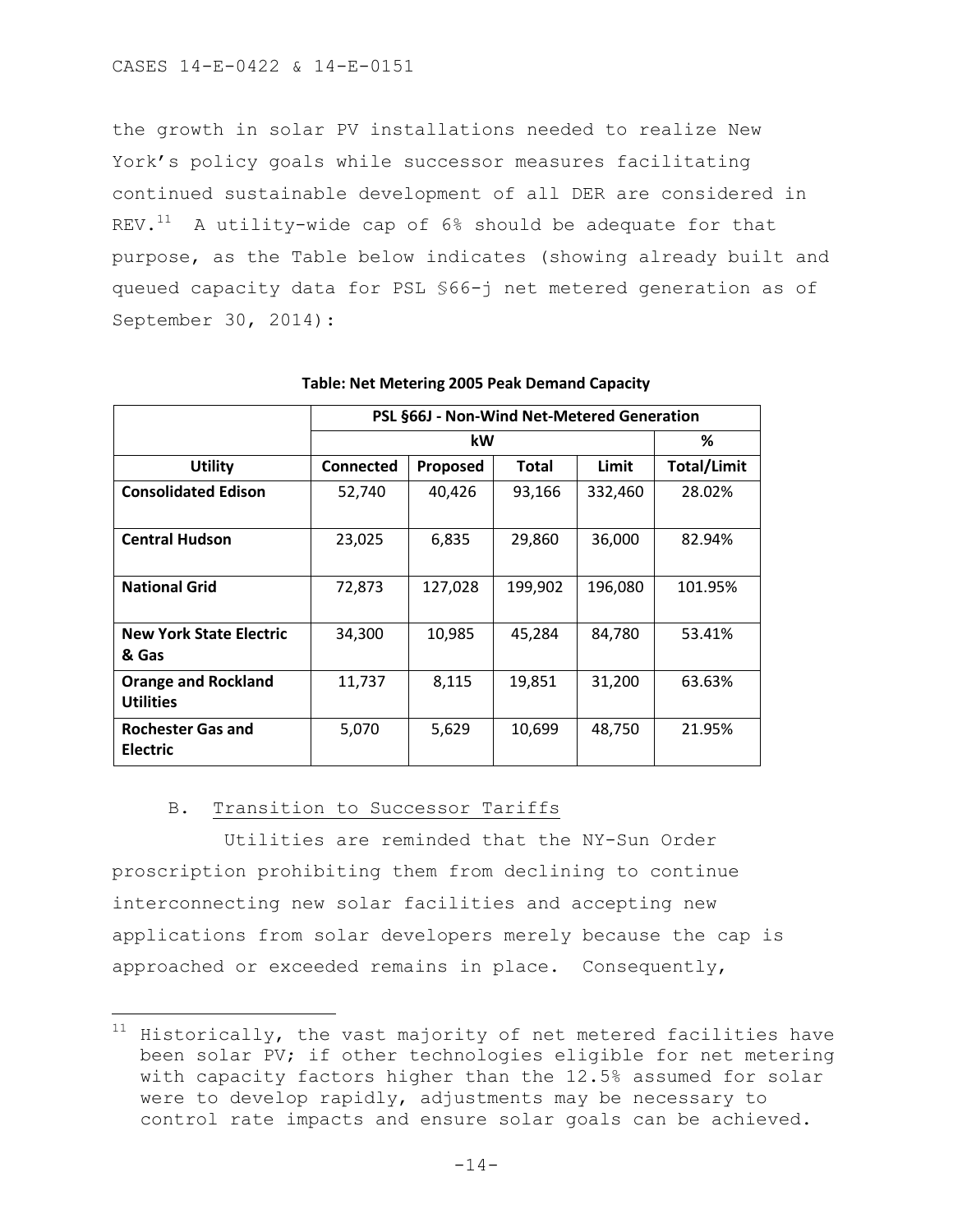the growth in solar PV installations needed to realize New York's policy goals while successor measures facilitating continued sustainable development of all DER are considered in REV.[11] A utility-wide cap of 6% should be adequate for that purpose, as the Table below indicates (showing already built and queued capacity data for PSL §66-j net metered generation as of September 30, 2014):

**Table: Net Metering 2005 Peak Demand Capacity**

| | PSL §66J - Non-Wind Net-Metered Generation | | | | |
|---|---|---|---|---|---|
| | kW | | | | % |
| **Utility** | **Connected** | **Proposed** | **Total** | **Limit** | **Total/Limit** |
| **Consolidated Edison** | 52,740 | 40,426 | 93,166 | 332,460 | 28.02% |
| **Central Hudson** | 23,025 | 6,835 | 29,860 | 36,000 | 82.94% |
| **National Grid** | 72,873 | 127,028 | 199,902 | 196,080 | 101.95% |
| **New York State Electric & Gas** | 34,300 | 10,985 | 45,284 | 84,780 | 53.41% |
| **Orange and Rockland Utilities** | 11,737 | 8,115 | 19,851 | 31,200 | 63.63% |
| **Rochester Gas and Electric** | 5,070 | 5,629 | 10,699 | 48,750 | 21.95% |

## B. Transition to Successor Tariffs

Utilities are reminded that the NY-Sun Order proscription prohibiting them from declining to continue interconnecting new solar facilities and accepting new applications from solar developers merely because the cap is approached or exceeded remains in place. Consequently,

[11] Historically, the vast majority of net metered facilities have been solar PV; if other technologies eligible for net metering with capacity factors higher than the 12.5% assumed for solar were to develop rapidly, adjustments may be necessary to control rate impacts and ensure solar goals can be achieved.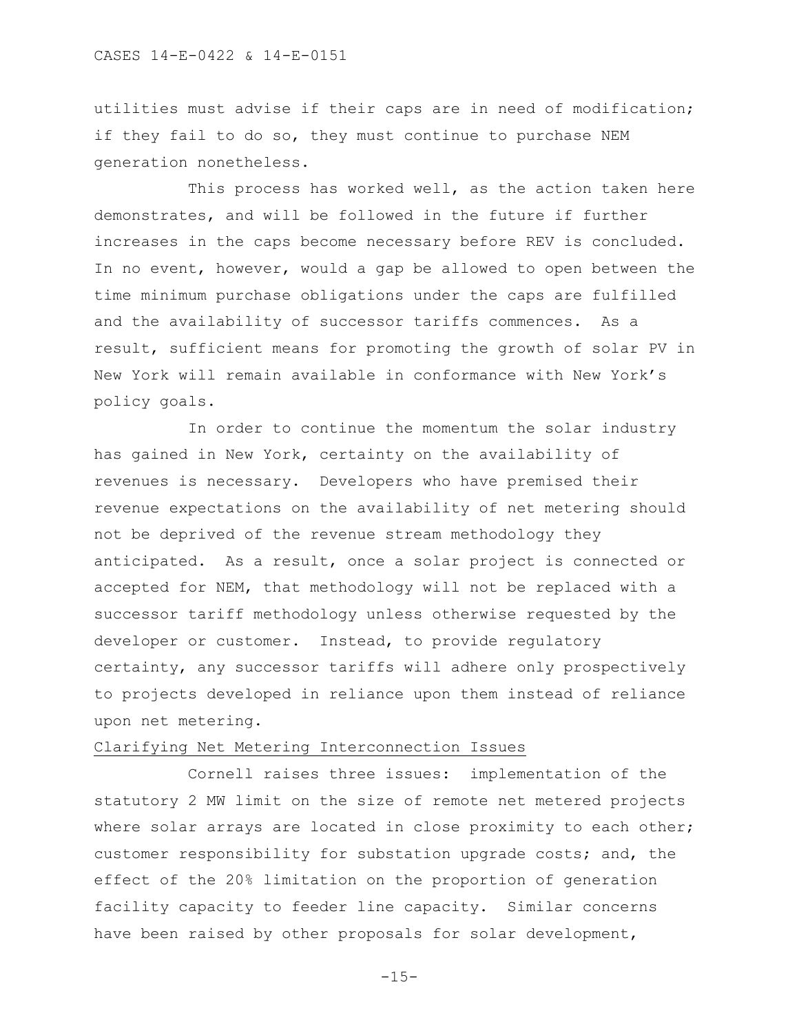utilities must advise if their caps are in need of modification; if they fail to do so, they must continue to purchase NEM generation nonetheless.

This process has worked well, as the action taken here demonstrates, and will be followed in the future if further increases in the caps become necessary before REV is concluded. In no event, however, would a gap be allowed to open between the time minimum purchase obligations under the caps are fulfilled and the availability of successor tariffs commences. As a result, sufficient means for promoting the growth of solar PV in New York will remain available in conformance with New York's policy goals.

In order to continue the momentum the solar industry has gained in New York, certainty on the availability of revenues is necessary. Developers who have premised their revenue expectations on the availability of net metering should not be deprived of the revenue stream methodology they anticipated. As a result, once a solar project is connected or accepted for NEM, that methodology will not be replaced with a successor tariff methodology unless otherwise requested by the developer or customer. Instead, to provide regulatory certainty, any successor tariffs will adhere only prospectively to projects developed in reliance upon them instead of reliance upon net metering.

<u>Clarifying Net Metering Interconnection Issues</u>

Cornell raises three issues: implementation of the statutory 2 MW limit on the size of remote net metered projects where solar arrays are located in close proximity to each other; customer responsibility for substation upgrade costs; and, the effect of the 20% limitation on the proportion of generation facility capacity to feeder line capacity. Similar concerns have been raised by other proposals for solar development,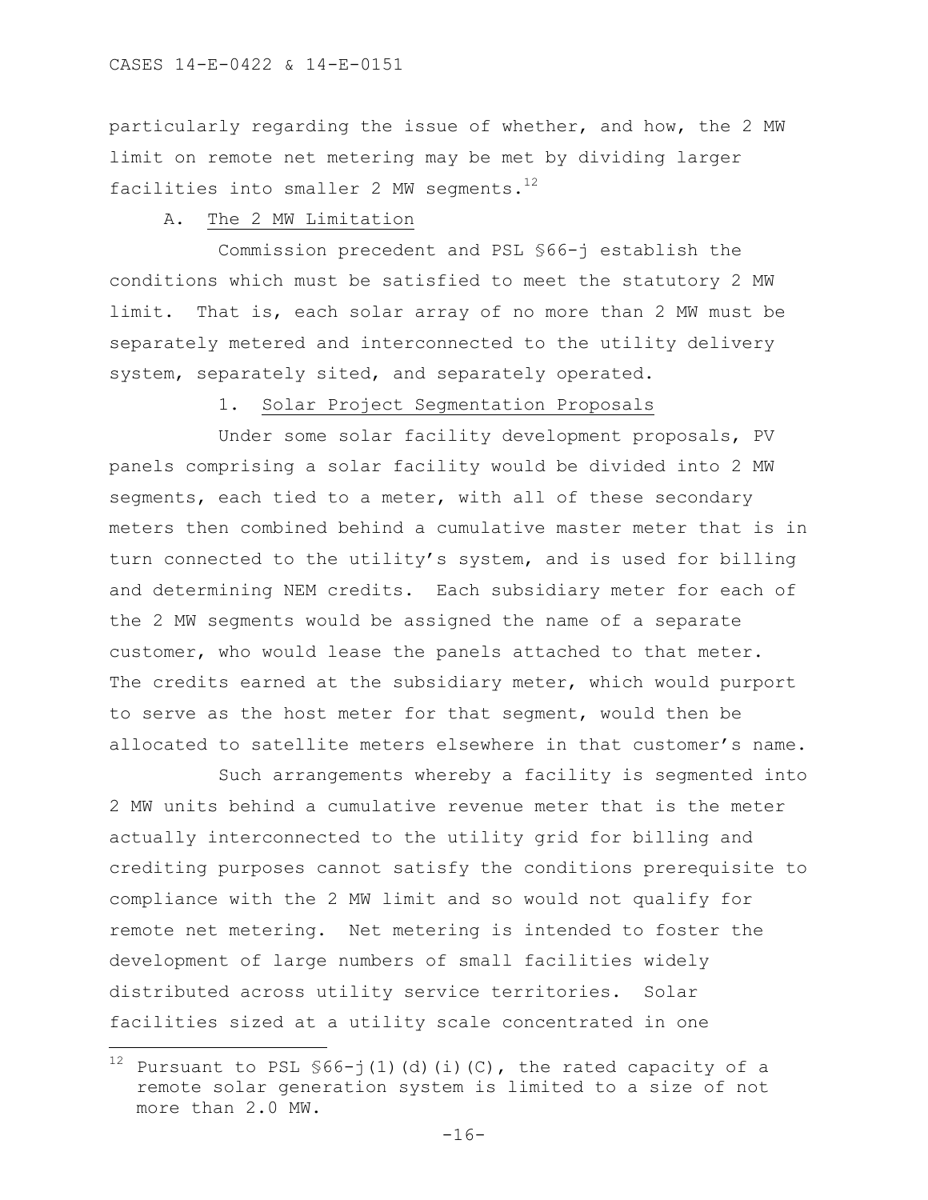particularly regarding the issue of whether, and how, the 2 MW limit on remote net metering may be met by dividing larger facilities into smaller 2 MW segments.[12]

## A. The 2 MW Limitation

Commission precedent and PSL §66-j establish the conditions which must be satisfied to meet the statutory 2 MW limit. That is, each solar array of no more than 2 MW must be separately metered and interconnected to the utility delivery system, separately sited, and separately operated.

### 1. Solar Project Segmentation Proposals

Under some solar facility development proposals, PV panels comprising a solar facility would be divided into 2 MW segments, each tied to a meter, with all of these secondary meters then combined behind a cumulative master meter that is in turn connected to the utility's system, and is used for billing and determining NEM credits. Each subsidiary meter for each of the 2 MW segments would be assigned the name of a separate customer, who would lease the panels attached to that meter. The credits earned at the subsidiary meter, which would purport to serve as the host meter for that segment, would then be allocated to satellite meters elsewhere in that customer's name.

Such arrangements whereby a facility is segmented into 2 MW units behind a cumulative revenue meter that is the meter actually interconnected to the utility grid for billing and crediting purposes cannot satisfy the conditions prerequisite to compliance with the 2 MW limit and so would not qualify for remote net metering. Net metering is intended to foster the development of large numbers of small facilities widely distributed across utility service territories. Solar facilities sized at a utility scale concentrated in one

---

[12] Pursuant to PSL §66-j(1)(d)(i)(C), the rated capacity of a remote solar generation system is limited to a size of not more than 2.0 MW.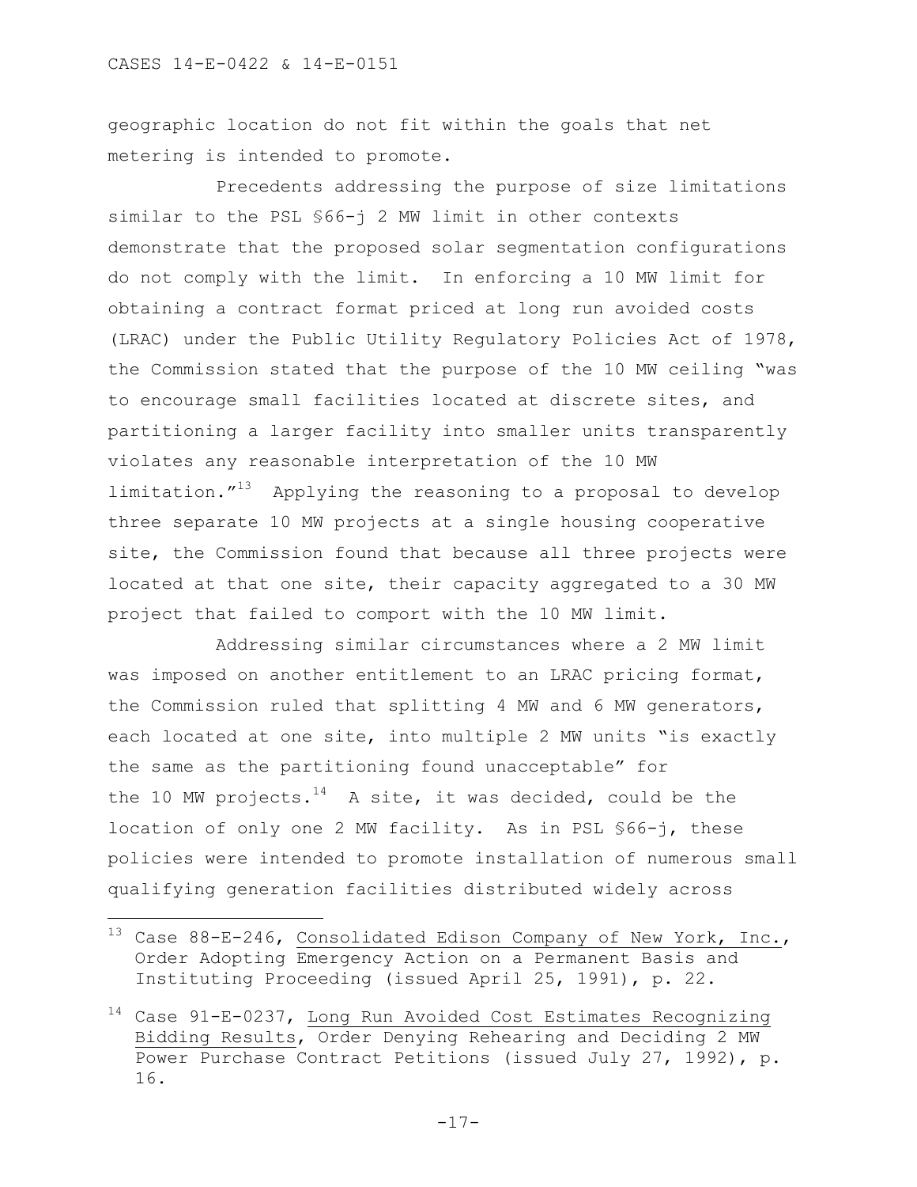geographic location do not fit within the goals that net metering is intended to promote.

Precedents addressing the purpose of size limitations similar to the PSL §66-j 2 MW limit in other contexts demonstrate that the proposed solar segmentation configurations do not comply with the limit. In enforcing a 10 MW limit for obtaining a contract format priced at long run avoided costs (LRAC) under the Public Utility Regulatory Policies Act of 1978, the Commission stated that the purpose of the 10 MW ceiling "was to encourage small facilities located at discrete sites, and partitioning a larger facility into smaller units transparently violates any reasonable interpretation of the 10 MW limitation."[13] Applying the reasoning to a proposal to develop three separate 10 MW projects at a single housing cooperative site, the Commission found that because all three projects were located at that one site, their capacity aggregated to a 30 MW project that failed to comport with the 10 MW limit.

Addressing similar circumstances where a 2 MW limit was imposed on another entitlement to an LRAC pricing format, the Commission ruled that splitting 4 MW and 6 MW generators, each located at one site, into multiple 2 MW units "is exactly the same as the partitioning found unacceptable" for the 10 MW projects.[14] A site, it was decided, could be the location of only one 2 MW facility. As in PSL §66-j, these policies were intended to promote installation of numerous small qualifying generation facilities distributed widely across

---

[13] Case 88-E-246, Consolidated Edison Company of New York, Inc., Order Adopting Emergency Action on a Permanent Basis and Instituting Proceeding (issued April 25, 1991), p. 22.

[14] Case 91-E-0237, Long Run Avoided Cost Estimates Recognizing Bidding Results, Order Denying Rehearing and Deciding 2 MW Power Purchase Contract Petitions (issued July 27, 1992), p. 16.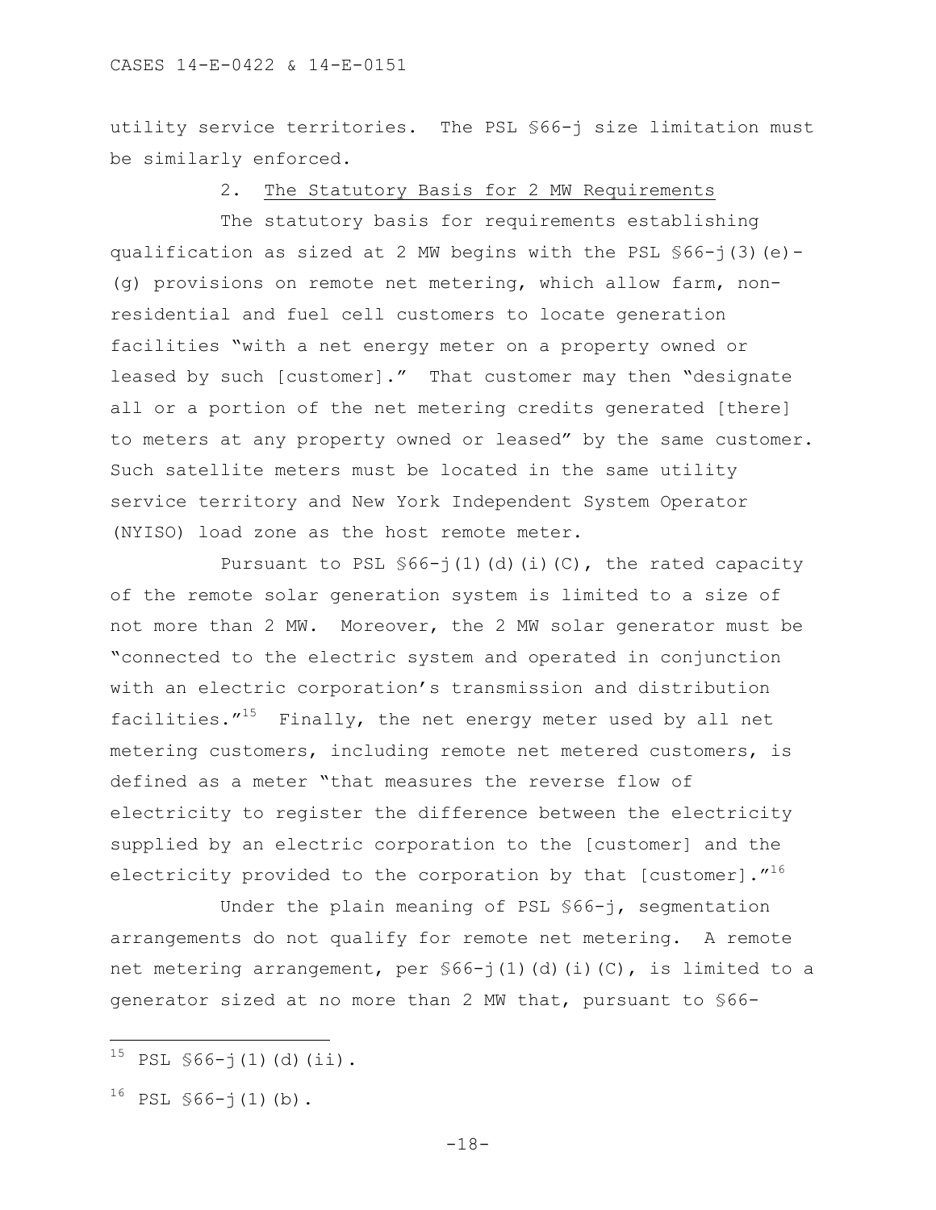utility service territories. The PSL §66-j size limitation must be similarly enforced.

### 2. The Statutory Basis for 2 MW Requirements

The statutory basis for requirements establishing qualification as sized at 2 MW begins with the PSL §66-j(3)(e)-(g) provisions on remote net metering, which allow farm, non-residential and fuel cell customers to locate generation facilities "with a net energy meter on a property owned or leased by such [customer]." That customer may then "designate all or a portion of the net metering credits generated [there] to meters at any property owned or leased" by the same customer. Such satellite meters must be located in the same utility service territory and New York Independent System Operator (NYISO) load zone as the host remote meter.

Pursuant to PSL §66-j(1)(d)(i)(C), the rated capacity of the remote solar generation system is limited to a size of not more than 2 MW. Moreover, the 2 MW solar generator must be "connected to the electric system and operated in conjunction with an electric corporation's transmission and distribution facilities."[15] Finally, the net energy meter used by all net metering customers, including remote net metered customers, is defined as a meter "that measures the reverse flow of electricity to register the difference between the electricity supplied by an electric corporation to the [customer] and the electricity provided to the corporation by that [customer]."[16]

Under the plain meaning of PSL §66-j, segmentation arrangements do not qualify for remote net metering. A remote net metering arrangement, per §66-j(1)(d)(i)(C), is limited to a generator sized at no more than 2 MW that, pursuant to §66-

---

[15] PSL §66-j(1)(d)(ii).

[16] PSL §66-j(1)(b).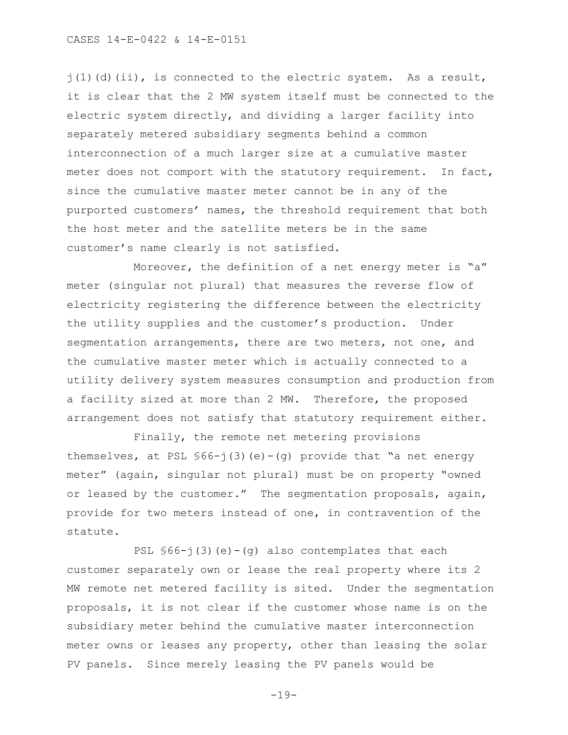j(1)(d)(ii), is connected to the electric system. As a result, it is clear that the 2 MW system itself must be connected to the electric system directly, and dividing a larger facility into separately metered subsidiary segments behind a common interconnection of a much larger size at a cumulative master meter does not comport with the statutory requirement. In fact, since the cumulative master meter cannot be in any of the purported customers' names, the threshold requirement that both the host meter and the satellite meters be in the same customer's name clearly is not satisfied.

Moreover, the definition of a net energy meter is "a" meter (singular not plural) that measures the reverse flow of electricity registering the difference between the electricity the utility supplies and the customer's production. Under segmentation arrangements, there are two meters, not one, and the cumulative master meter which is actually connected to a utility delivery system measures consumption and production from a facility sized at more than 2 MW. Therefore, the proposed arrangement does not satisfy that statutory requirement either.

Finally, the remote net metering provisions themselves, at PSL §66-j(3)(e)-(g) provide that "a net energy meter" (again, singular not plural) must be on property "owned or leased by the customer." The segmentation proposals, again, provide for two meters instead of one, in contravention of the statute.

PSL §66-j(3)(e)-(g) also contemplates that each customer separately own or lease the real property where its 2 MW remote net metered facility is sited. Under the segmentation proposals, it is not clear if the customer whose name is on the subsidiary meter behind the cumulative master interconnection meter owns or leases any property, other than leasing the solar PV panels. Since merely leasing the PV panels would be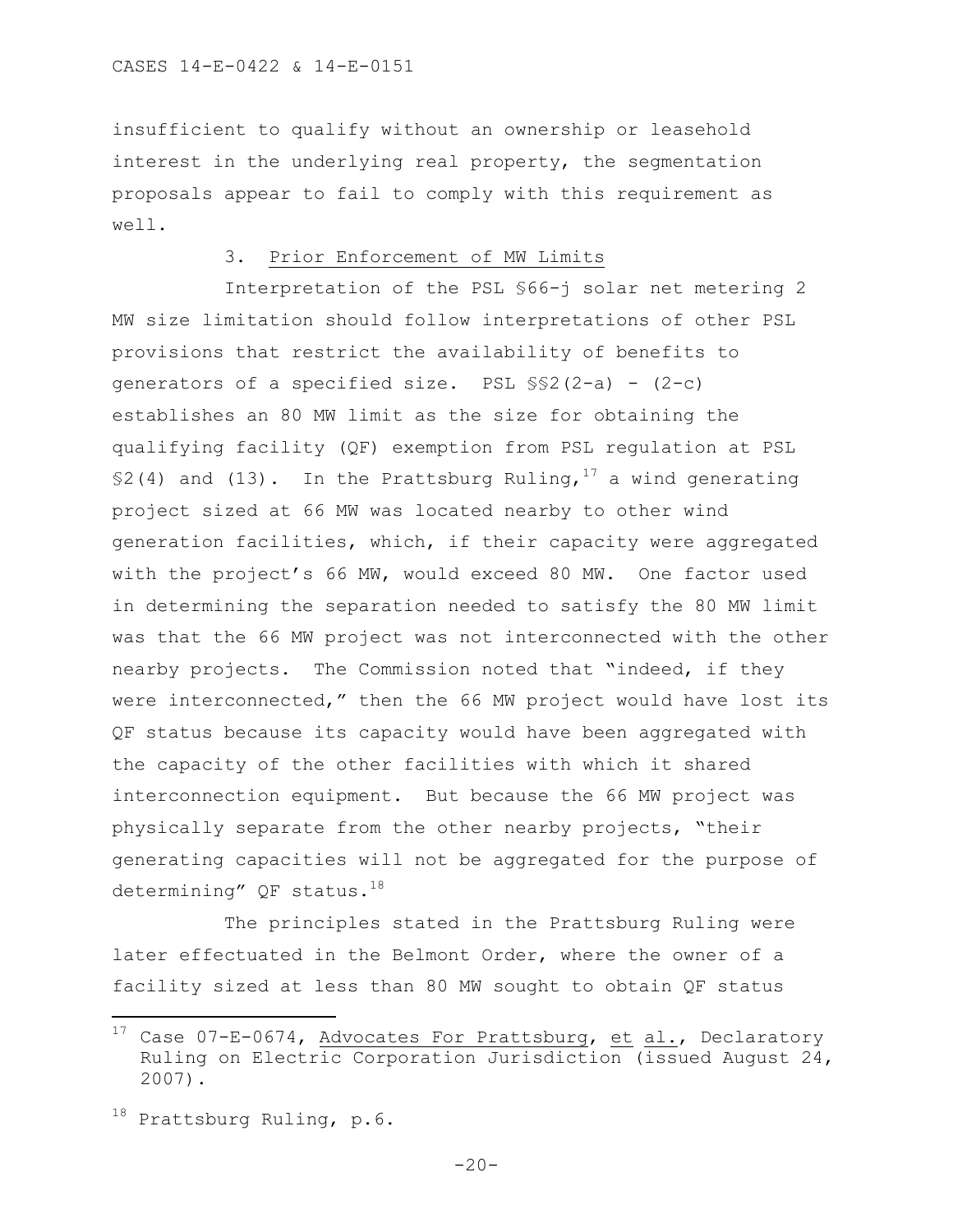insufficient to qualify without an ownership or leasehold interest in the underlying real property, the segmentation proposals appear to fail to comply with this requirement as well.

### 3. Prior Enforcement of MW Limits

Interpretation of the PSL §66-j solar net metering 2 MW size limitation should follow interpretations of other PSL provisions that restrict the availability of benefits to generators of a specified size. PSL §§2(2-a) - (2-c) establishes an 80 MW limit as the size for obtaining the qualifying facility (QF) exemption from PSL regulation at PSL §2(4) and (13). In the Prattsburg Ruling,[17] a wind generating project sized at 66 MW was located nearby to other wind generation facilities, which, if their capacity were aggregated with the project's 66 MW, would exceed 80 MW. One factor used in determining the separation needed to satisfy the 80 MW limit was that the 66 MW project was not interconnected with the other nearby projects. The Commission noted that "indeed, if they were interconnected," then the 66 MW project would have lost its QF status because its capacity would have been aggregated with the capacity of the other facilities with which it shared interconnection equipment. But because the 66 MW project was physically separate from the other nearby projects, "their generating capacities will not be aggregated for the purpose of determining" QF status.[18]

The principles stated in the Prattsburg Ruling were later effectuated in the Belmont Order, where the owner of a facility sized at less than 80 MW sought to obtain QF status

---

[17] Case 07-E-0674, Advocates For Prattsburg, et al., Declaratory Ruling on Electric Corporation Jurisdiction (issued August 24, 2007).

[18] Prattsburg Ruling, p.6.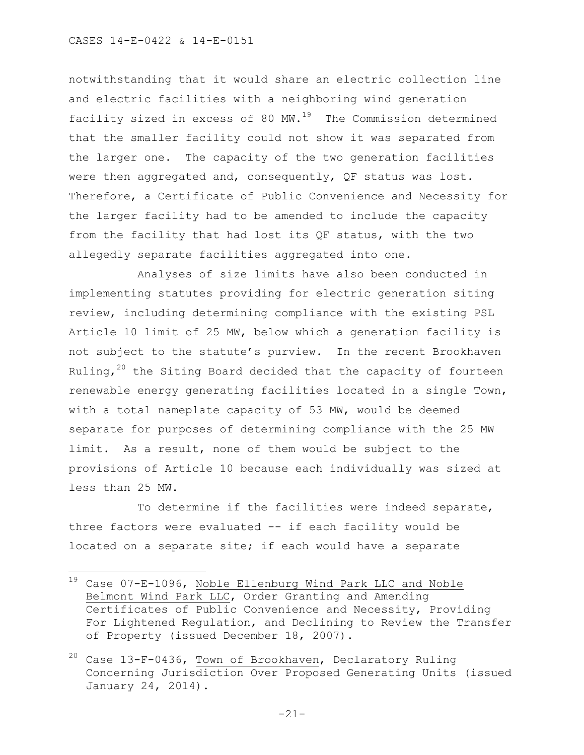notwithstanding that it would share an electric collection line and electric facilities with a neighboring wind generation facility sized in excess of 80 MW.[19] The Commission determined that the smaller facility could not show it was separated from the larger one. The capacity of the two generation facilities were then aggregated and, consequently, QF status was lost. Therefore, a Certificate of Public Convenience and Necessity for the larger facility had to be amended to include the capacity from the facility that had lost its QF status, with the two allegedly separate facilities aggregated into one.

Analyses of size limits have also been conducted in implementing statutes providing for electric generation siting review, including determining compliance with the existing PSL Article 10 limit of 25 MW, below which a generation facility is not subject to the statute's purview. In the recent Brookhaven Ruling,[20] the Siting Board decided that the capacity of fourteen renewable energy generating facilities located in a single Town, with a total nameplate capacity of 53 MW, would be deemed separate for purposes of determining compliance with the 25 MW limit. As a result, none of them would be subject to the provisions of Article 10 because each individually was sized at less than 25 MW.

To determine if the facilities were indeed separate, three factors were evaluated -- if each facility would be located on a separate site; if each would have a separate

---

[19] Case 07-E-1096, Noble Ellenburg Wind Park LLC and Noble Belmont Wind Park LLC, Order Granting and Amending Certificates of Public Convenience and Necessity, Providing For Lightened Regulation, and Declining to Review the Transfer of Property (issued December 18, 2007).

[20] Case 13-F-0436, Town of Brookhaven, Declaratory Ruling Concerning Jurisdiction Over Proposed Generating Units (issued January 24, 2014).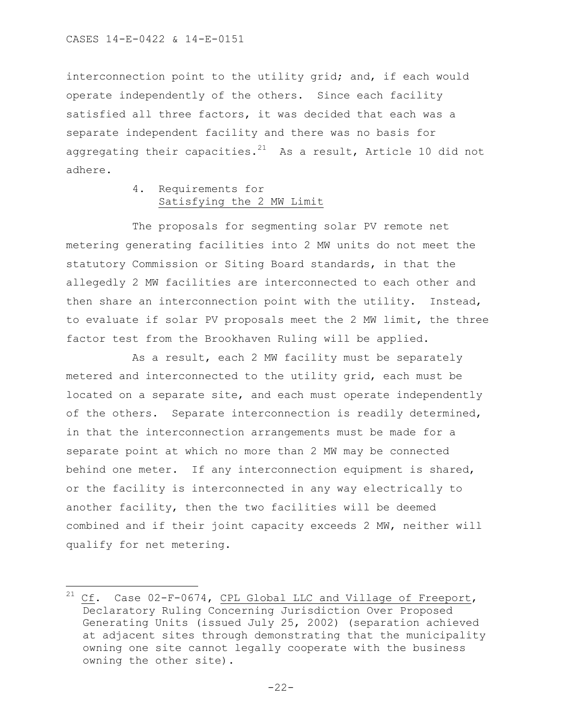interconnection point to the utility grid; and, if each would operate independently of the others. Since each facility satisfied all three factors, it was decided that each was a separate independent facility and there was no basis for aggregating their capacities.[21] As a result, Article 10 did not adhere.

### 4. Requirements for Satisfying the 2 MW Limit

The proposals for segmenting solar PV remote net metering generating facilities into 2 MW units do not meet the statutory Commission or Siting Board standards, in that the allegedly 2 MW facilities are interconnected to each other and then share an interconnection point with the utility. Instead, to evaluate if solar PV proposals meet the 2 MW limit, the three factor test from the Brookhaven Ruling will be applied.

As a result, each 2 MW facility must be separately metered and interconnected to the utility grid, each must be located on a separate site, and each must operate independently of the others. Separate interconnection is readily determined, in that the interconnection arrangements must be made for a separate point at which no more than 2 MW may be connected behind one meter. If any interconnection equipment is shared, or the facility is interconnected in any way electrically to another facility, then the two facilities will be deemed combined and if their joint capacity exceeds 2 MW, neither will qualify for net metering.

---

[21] Cf. Case 02-F-0674, CPL Global LLC and Village of Freeport, Declaratory Ruling Concerning Jurisdiction Over Proposed Generating Units (issued July 25, 2002) (separation achieved at adjacent sites through demonstrating that the municipality owning one site cannot legally cooperate with the business owning the other site).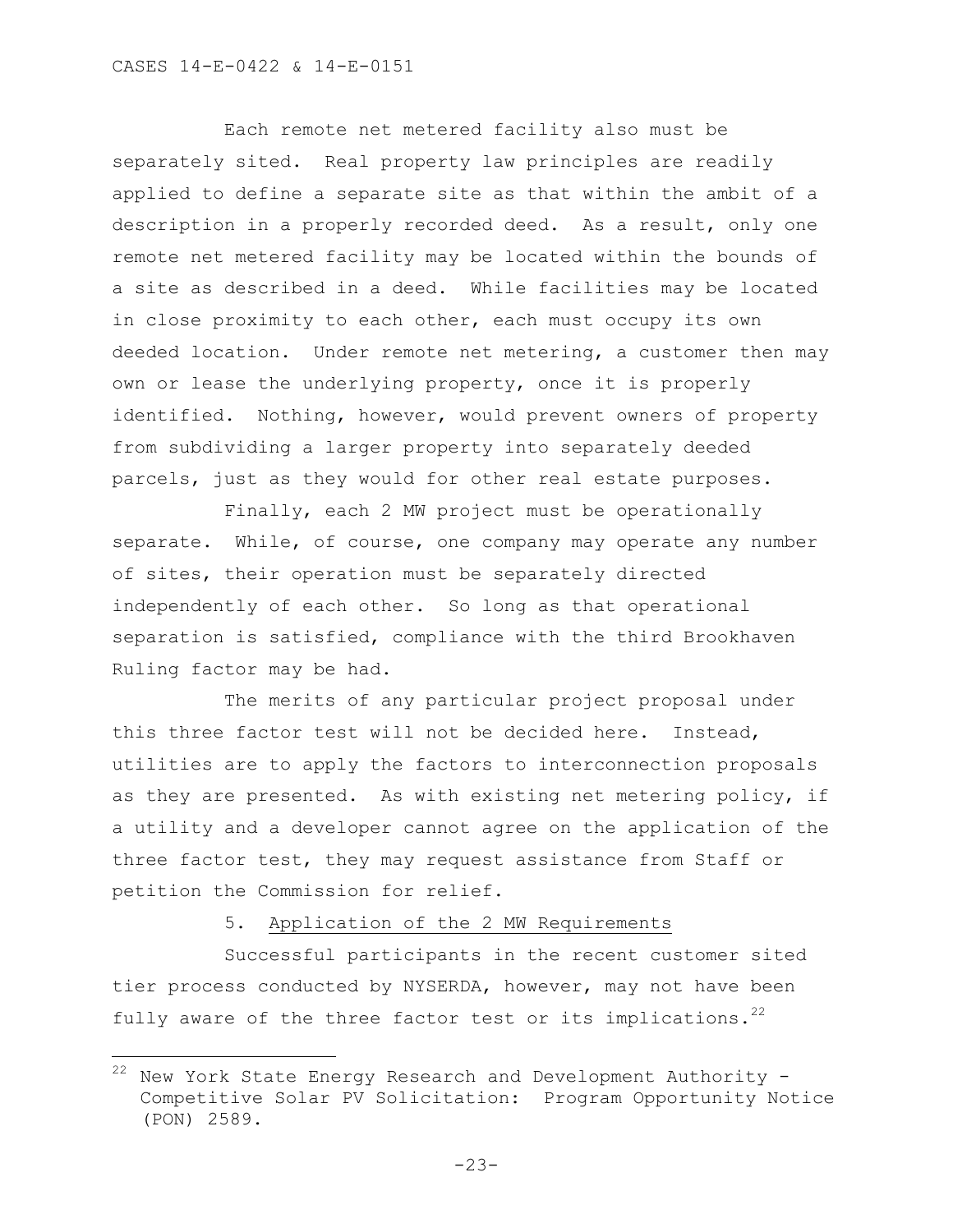Each remote net metered facility also must be separately sited. Real property law principles are readily applied to define a separate site as that within the ambit of a description in a properly recorded deed. As a result, only one remote net metered facility may be located within the bounds of a site as described in a deed. While facilities may be located in close proximity to each other, each must occupy its own deeded location. Under remote net metering, a customer then may own or lease the underlying property, once it is properly identified. Nothing, however, would prevent owners of property from subdividing a larger property into separately deeded parcels, just as they would for other real estate purposes.

Finally, each 2 MW project must be operationally separate. While, of course, one company may operate any number of sites, their operation must be separately directed independently of each other. So long as that operational separation is satisfied, compliance with the third Brookhaven Ruling factor may be had.

The merits of any particular project proposal under this three factor test will not be decided here. Instead, utilities are to apply the factors to interconnection proposals as they are presented. As with existing net metering policy, if a utility and a developer cannot agree on the application of the three factor test, they may request assistance from Staff or petition the Commission for relief.

### 5. Application of the 2 MW Requirements

Successful participants in the recent customer sited tier process conducted by NYSERDA, however, may not have been fully aware of the three factor test or its implications.[22]

[22] New York State Energy Research and Development Authority - Competitive Solar PV Solicitation: Program Opportunity Notice (PON) 2589.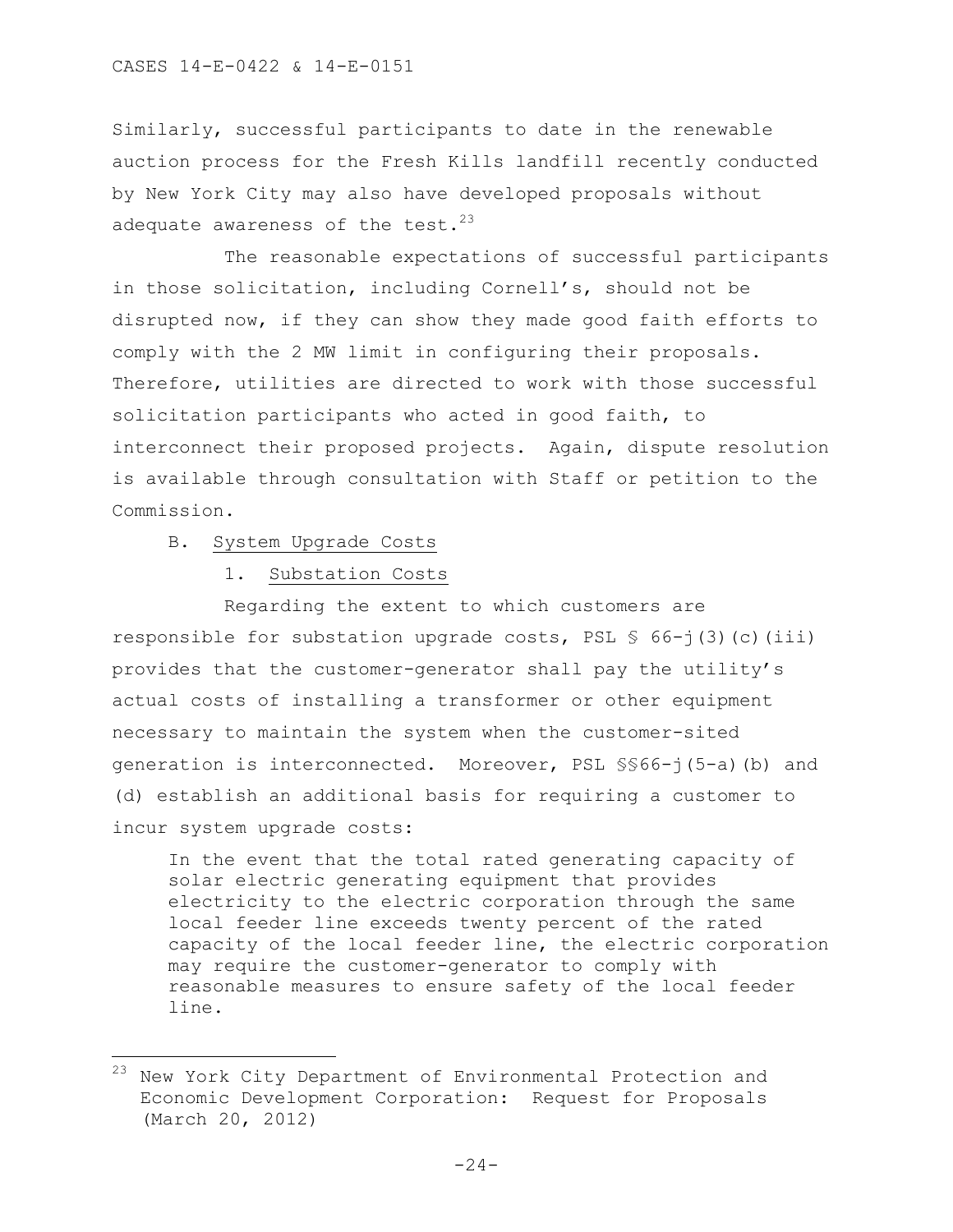Similarly, successful participants to date in the renewable auction process for the Fresh Kills landfill recently conducted by New York City may also have developed proposals without adequate awareness of the test.[23]

The reasonable expectations of successful participants in those solicitation, including Cornell's, should not be disrupted now, if they can show they made good faith efforts to comply with the 2 MW limit in configuring their proposals. Therefore, utilities are directed to work with those successful solicitation participants who acted in good faith, to interconnect their proposed projects. Again, dispute resolution is available through consultation with Staff or petition to the Commission.

B. System Upgrade Costs

1. Substation Costs

Regarding the extent to which customers are responsible for substation upgrade costs, PSL § 66-j(3)(c)(iii) provides that the customer-generator shall pay the utility's actual costs of installing a transformer or other equipment necessary to maintain the system when the customer-sited generation is interconnected. Moreover, PSL §§66-j(5-a)(b) and (d) establish an additional basis for requiring a customer to incur system upgrade costs:

> In the event that the total rated generating capacity of solar electric generating equipment that provides electricity to the electric corporation through the same local feeder line exceeds twenty percent of the rated capacity of the local feeder line, the electric corporation may require the customer-generator to comply with reasonable measures to ensure safety of the local feeder line.

---

[23] New York City Department of Environmental Protection and Economic Development Corporation: Request for Proposals (March 20, 2012)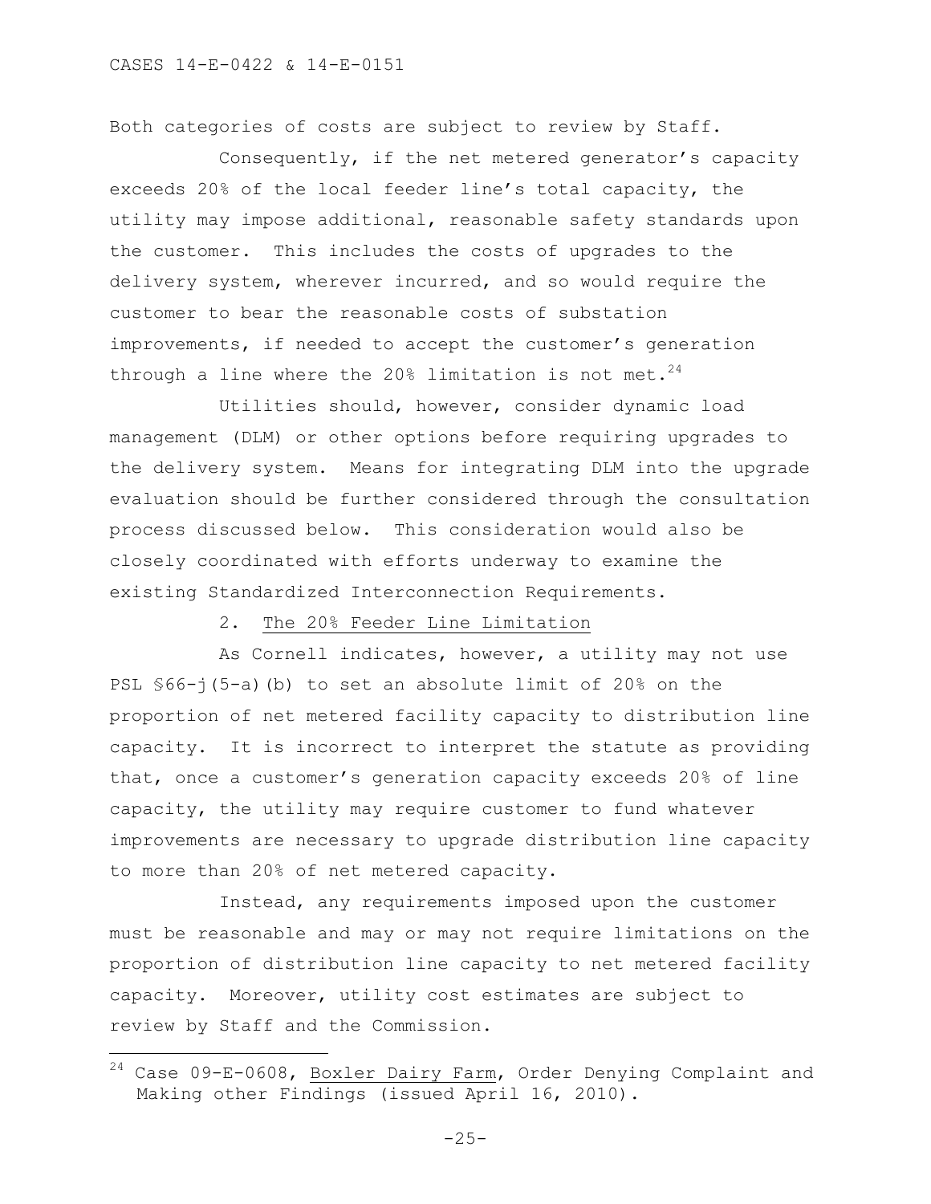Both categories of costs are subject to review by Staff.

Consequently, if the net metered generator's capacity exceeds 20% of the local feeder line's total capacity, the utility may impose additional, reasonable safety standards upon the customer. This includes the costs of upgrades to the delivery system, wherever incurred, and so would require the customer to bear the reasonable costs of substation improvements, if needed to accept the customer's generation through a line where the 20% limitation is not met.[24]

Utilities should, however, consider dynamic load management (DLM) or other options before requiring upgrades to the delivery system. Means for integrating DLM into the upgrade evaluation should be further considered through the consultation process discussed below. This consideration would also be closely coordinated with efforts underway to examine the existing Standardized Interconnection Requirements.

### 2. The 20% Feeder Line Limitation

As Cornell indicates, however, a utility may not use PSL §66-j(5-a)(b) to set an absolute limit of 20% on the proportion of net metered facility capacity to distribution line capacity. It is incorrect to interpret the statute as providing that, once a customer's generation capacity exceeds 20% of line capacity, the utility may require customer to fund whatever improvements are necessary to upgrade distribution line capacity to more than 20% of net metered capacity.

Instead, any requirements imposed upon the customer must be reasonable and may or may not require limitations on the proportion of distribution line capacity to net metered facility capacity. Moreover, utility cost estimates are subject to review by Staff and the Commission.

---

[24] Case 09-E-0608, Boxler Dairy Farm, Order Denying Complaint and Making other Findings (issued April 16, 2010).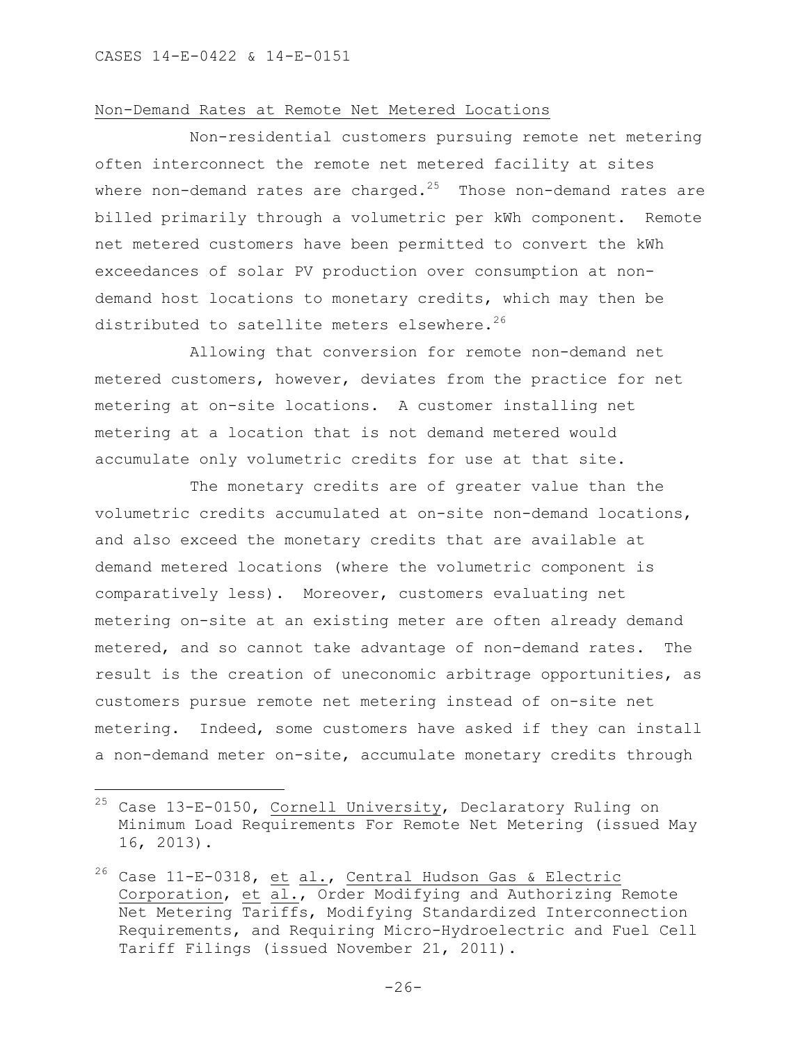Non-Demand Rates at Remote Net Metered Locations

Non-residential customers pursuing remote net metering often interconnect the remote net metered facility at sites where non-demand rates are charged.[25] Those non-demand rates are billed primarily through a volumetric per kWh component. Remote net metered customers have been permitted to convert the kWh exceedances of solar PV production over consumption at non-demand host locations to monetary credits, which may then be distributed to satellite meters elsewhere.[26]

Allowing that conversion for remote non-demand net metered customers, however, deviates from the practice for net metering at on-site locations. A customer installing net metering at a location that is not demand metered would accumulate only volumetric credits for use at that site.

The monetary credits are of greater value than the volumetric credits accumulated at on-site non-demand locations, and also exceed the monetary credits that are available at demand metered locations (where the volumetric component is comparatively less). Moreover, customers evaluating net metering on-site at an existing meter are often already demand metered, and so cannot take advantage of non-demand rates. The result is the creation of uneconomic arbitrage opportunities, as customers pursue remote net metering instead of on-site net metering. Indeed, some customers have asked if they can install a non-demand meter on-site, accumulate monetary credits through

---

[25] Case 13-E-0150, Cornell University, Declaratory Ruling on Minimum Load Requirements For Remote Net Metering (issued May 16, 2013).

[26] Case 11-E-0318, et al., Central Hudson Gas & Electric Corporation, et al., Order Modifying and Authorizing Remote Net Metering Tariffs, Modifying Standardized Interconnection Requirements, and Requiring Micro-Hydroelectric and Fuel Cell Tariff Filings (issued November 21, 2011).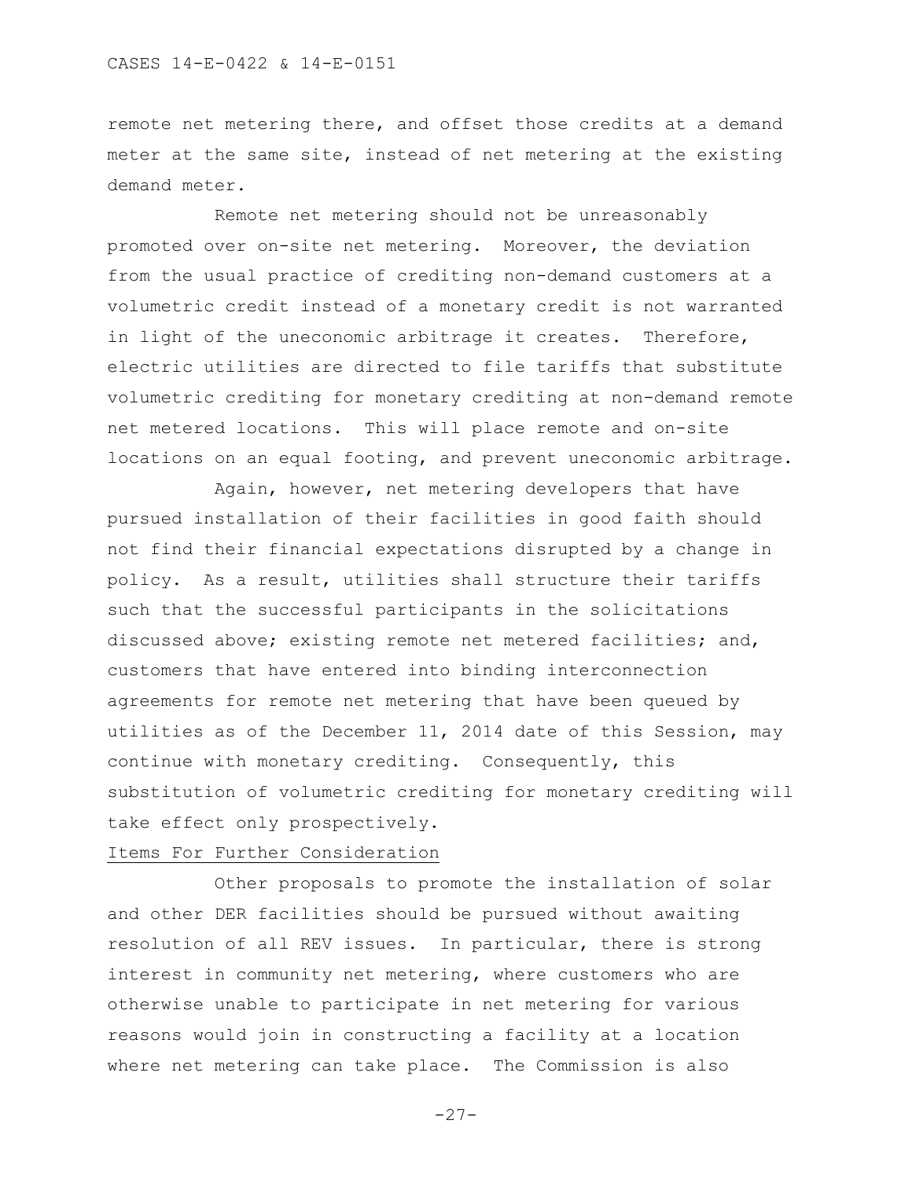remote net metering there, and offset those credits at a demand meter at the same site, instead of net metering at the existing demand meter.

Remote net metering should not be unreasonably promoted over on-site net metering. Moreover, the deviation from the usual practice of crediting non-demand customers at a volumetric credit instead of a monetary credit is not warranted in light of the uneconomic arbitrage it creates. Therefore, electric utilities are directed to file tariffs that substitute volumetric crediting for monetary crediting at non-demand remote net metered locations. This will place remote and on-site locations on an equal footing, and prevent uneconomic arbitrage.

Again, however, net metering developers that have pursued installation of their facilities in good faith should not find their financial expectations disrupted by a change in policy. As a result, utilities shall structure their tariffs such that the successful participants in the solicitations discussed above; existing remote net metered facilities; and, customers that have entered into binding interconnection agreements for remote net metering that have been queued by utilities as of the December 11, 2014 date of this Session, may continue with monetary crediting. Consequently, this substitution of volumetric crediting for monetary crediting will take effect only prospectively.

Items For Further Consideration

Other proposals to promote the installation of solar and other DER facilities should be pursued without awaiting resolution of all REV issues. In particular, there is strong interest in community net metering, where customers who are otherwise unable to participate in net metering for various reasons would join in constructing a facility at a location where net metering can take place. The Commission is also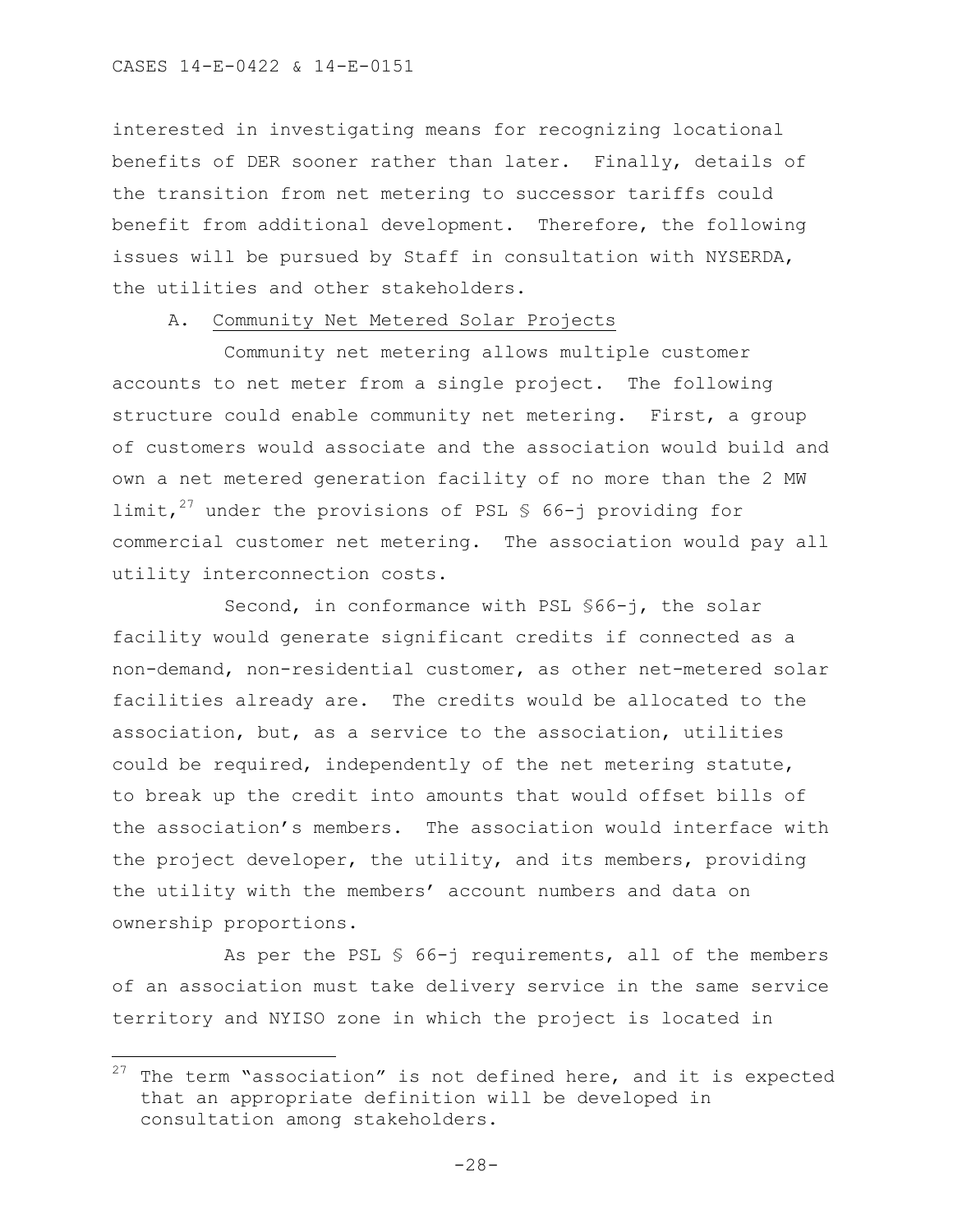interested in investigating means for recognizing locational benefits of DER sooner rather than later. Finally, details of the transition from net metering to successor tariffs could benefit from additional development. Therefore, the following issues will be pursued by Staff in consultation with NYSERDA, the utilities and other stakeholders.

### A. Community Net Metered Solar Projects

Community net metering allows multiple customer accounts to net meter from a single project. The following structure could enable community net metering. First, a group of customers would associate and the association would build and own a net metered generation facility of no more than the 2 MW limit,[27] under the provisions of PSL § 66-j providing for commercial customer net metering. The association would pay all utility interconnection costs.

Second, in conformance with PSL §66-j, the solar facility would generate significant credits if connected as a non-demand, non-residential customer, as other net-metered solar facilities already are. The credits would be allocated to the association, but, as a service to the association, utilities could be required, independently of the net metering statute, to break up the credit into amounts that would offset bills of the association's members. The association would interface with the project developer, the utility, and its members, providing the utility with the members' account numbers and data on ownership proportions.

As per the PSL § 66-j requirements, all of the members of an association must take delivery service in the same service territory and NYISO zone in which the project is located in

[27] The term "association" is not defined here, and it is expected that an appropriate definition will be developed in consultation among stakeholders.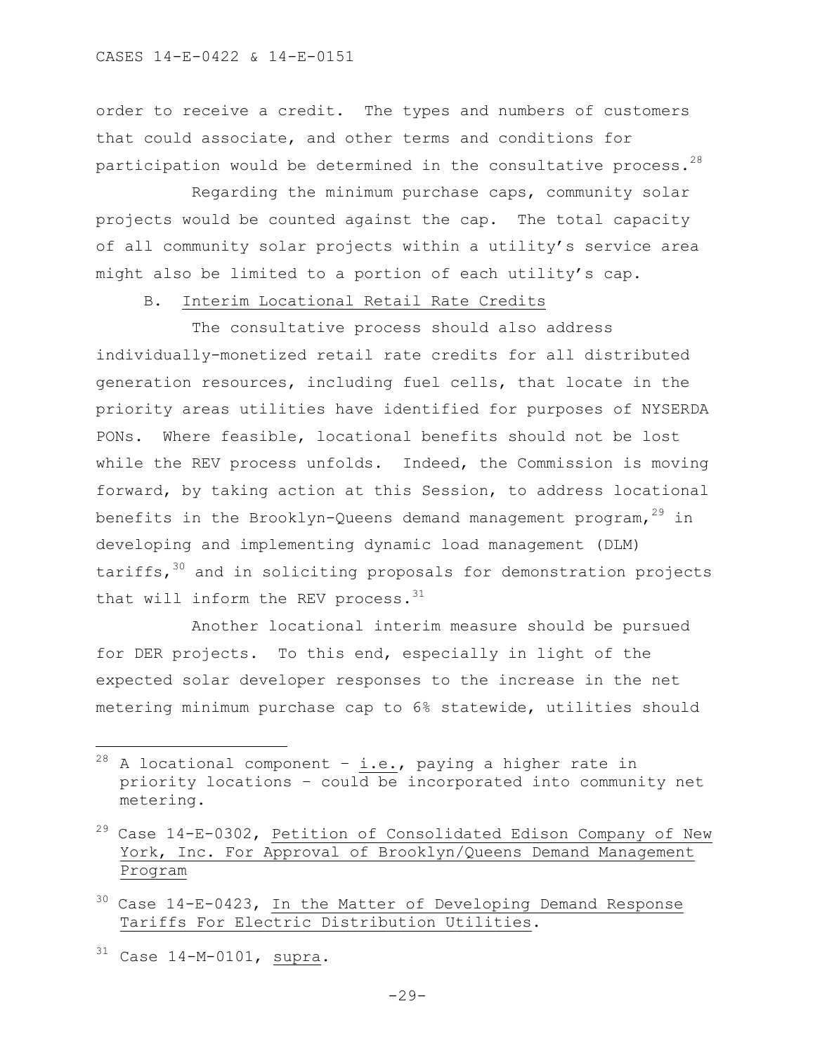order to receive a credit. The types and numbers of customers that could associate, and other terms and conditions for participation would be determined in the consultative process.[28]

Regarding the minimum purchase caps, community solar projects would be counted against the cap. The total capacity of all community solar projects within a utility's service area might also be limited to a portion of each utility's cap.

### B. Interim Locational Retail Rate Credits

The consultative process should also address individually-monetized retail rate credits for all distributed generation resources, including fuel cells, that locate in the priority areas utilities have identified for purposes of NYSERDA PONs. Where feasible, locational benefits should not be lost while the REV process unfolds. Indeed, the Commission is moving forward, by taking action at this Session, to address locational benefits in the Brooklyn-Queens demand management program,[29] in developing and implementing dynamic load management (DLM) tariffs,[30] and in soliciting proposals for demonstration projects that will inform the REV process.[31]

Another locational interim measure should be pursued for DER projects. To this end, especially in light of the expected solar developer responses to the increase in the net metering minimum purchase cap to 6% statewide, utilities should

---

[28] A locational component – i.e., paying a higher rate in priority locations – could be incorporated into community net metering.

[29] Case 14-E-0302, Petition of Consolidated Edison Company of New York, Inc. For Approval of Brooklyn/Queens Demand Management Program

[30] Case 14-E-0423, In the Matter of Developing Demand Response Tariffs For Electric Distribution Utilities.

[31] Case 14-M-0101, supra.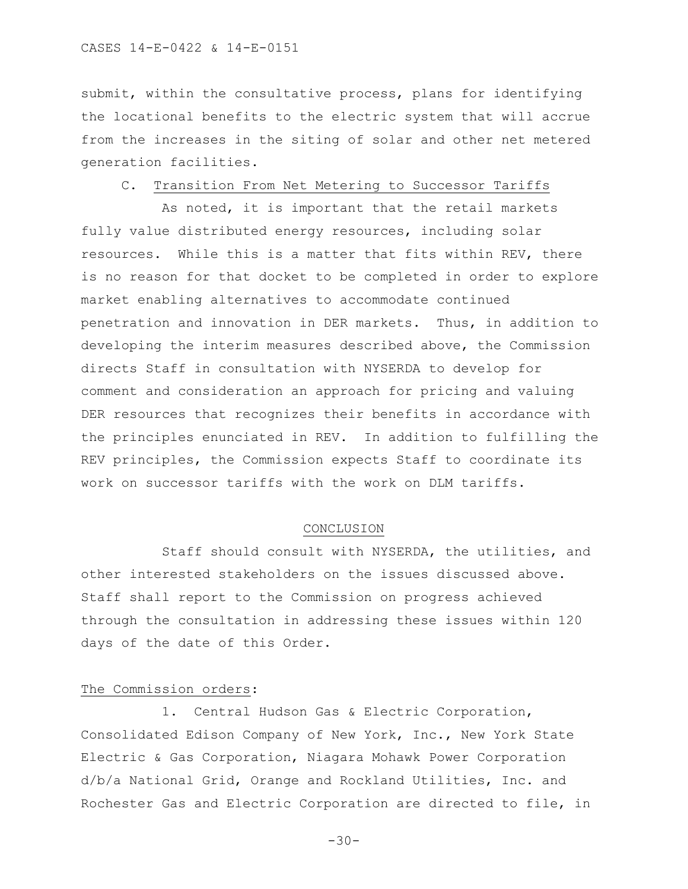submit, within the consultative process, plans for identifying the locational benefits to the electric system that will accrue from the increases in the siting of solar and other net metered generation facilities.

### C. Transition From Net Metering to Successor Tariffs

As noted, it is important that the retail markets fully value distributed energy resources, including solar resources. While this is a matter that fits within REV, there is no reason for that docket to be completed in order to explore market enabling alternatives to accommodate continued penetration and innovation in DER markets. Thus, in addition to developing the interim measures described above, the Commission directs Staff in consultation with NYSERDA to develop for comment and consideration an approach for pricing and valuing DER resources that recognizes their benefits in accordance with the principles enunciated in REV. In addition to fulfilling the REV principles, the Commission expects Staff to coordinate its work on successor tariffs with the work on DLM tariffs.

## CONCLUSION

Staff should consult with NYSERDA, the utilities, and other interested stakeholders on the issues discussed above. Staff shall report to the Commission on progress achieved through the consultation in addressing these issues within 120 days of the date of this Order.

The Commission orders:

1. Central Hudson Gas & Electric Corporation, Consolidated Edison Company of New York, Inc., New York State Electric & Gas Corporation, Niagara Mohawk Power Corporation d/b/a National Grid, Orange and Rockland Utilities, Inc. and Rochester Gas and Electric Corporation are directed to file, in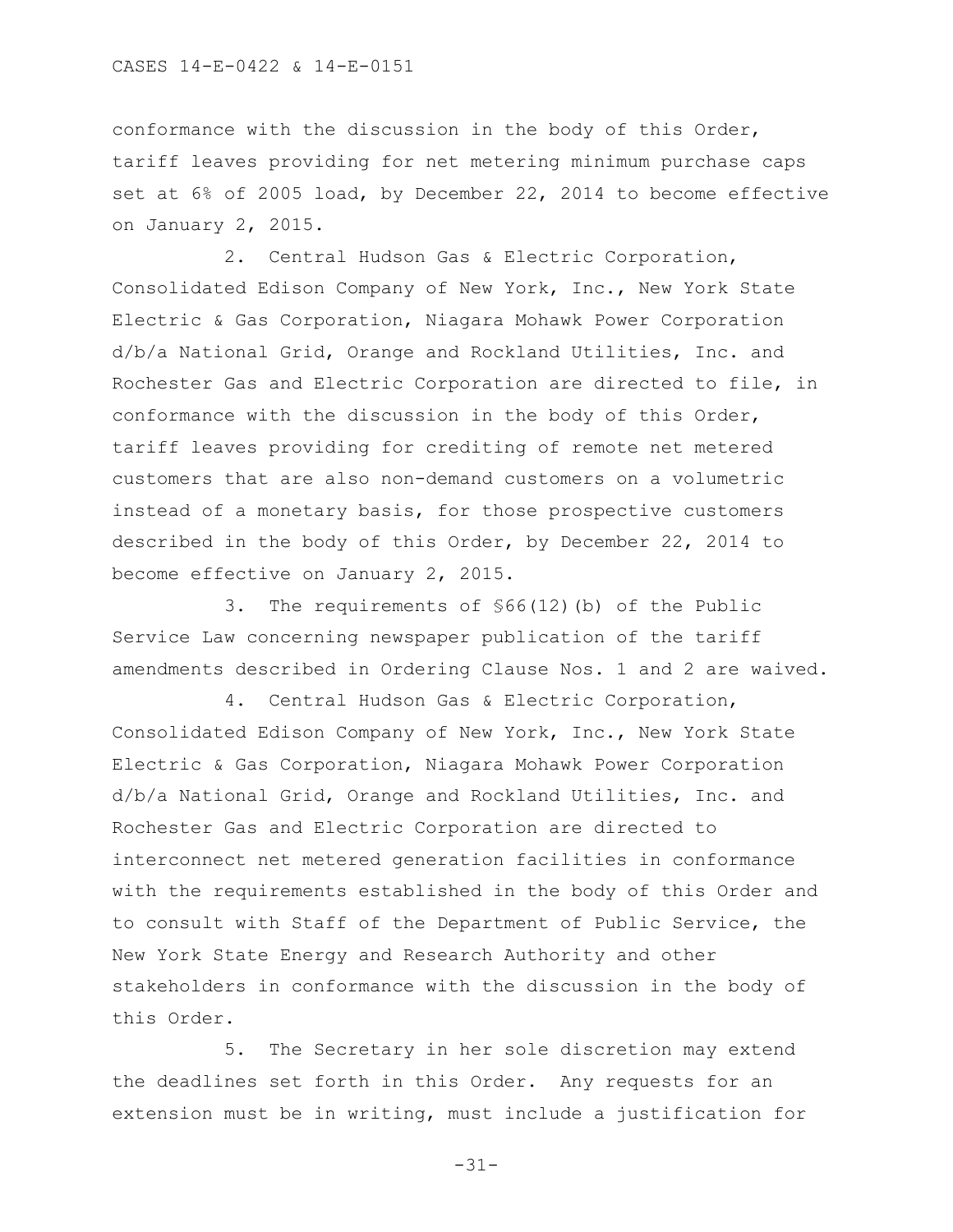conformance with the discussion in the body of this Order, tariff leaves providing for net metering minimum purchase caps set at 6% of 2005 load, by December 22, 2014 to become effective on January 2, 2015.

2. Central Hudson Gas & Electric Corporation, Consolidated Edison Company of New York, Inc., New York State Electric & Gas Corporation, Niagara Mohawk Power Corporation d/b/a National Grid, Orange and Rockland Utilities, Inc. and Rochester Gas and Electric Corporation are directed to file, in conformance with the discussion in the body of this Order, tariff leaves providing for crediting of remote net metered customers that are also non-demand customers on a volumetric instead of a monetary basis, for those prospective customers described in the body of this Order, by December 22, 2014 to become effective on January 2, 2015.

3. The requirements of §66(12)(b) of the Public Service Law concerning newspaper publication of the tariff amendments described in Ordering Clause Nos. 1 and 2 are waived.

4. Central Hudson Gas & Electric Corporation, Consolidated Edison Company of New York, Inc., New York State Electric & Gas Corporation, Niagara Mohawk Power Corporation d/b/a National Grid, Orange and Rockland Utilities, Inc. and Rochester Gas and Electric Corporation are directed to interconnect net metered generation facilities in conformance with the requirements established in the body of this Order and to consult with Staff of the Department of Public Service, the New York State Energy and Research Authority and other stakeholders in conformance with the discussion in the body of this Order.

5. The Secretary in her sole discretion may extend the deadlines set forth in this Order. Any requests for an extension must be in writing, must include a justification for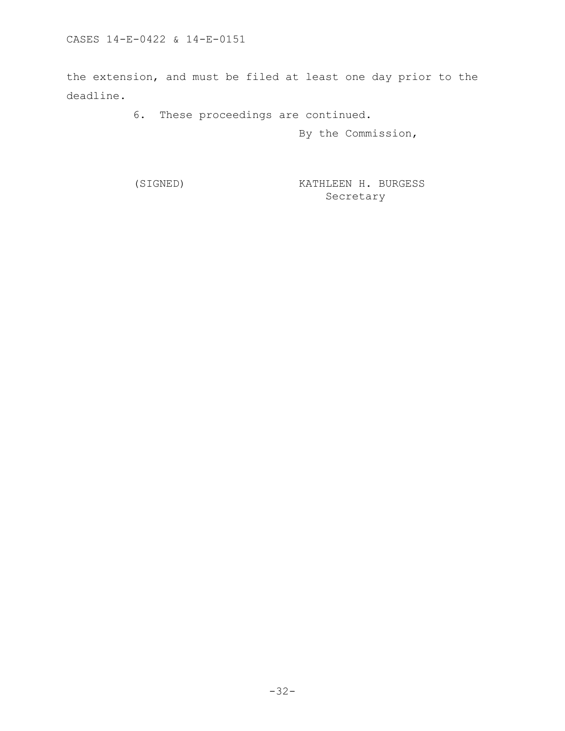the extension, and must be filed at least one day prior to the deadline.

6. These proceedings are continued.

By the Commission,

(SIGNED) KATHLEEN H. BURGESS
Secretary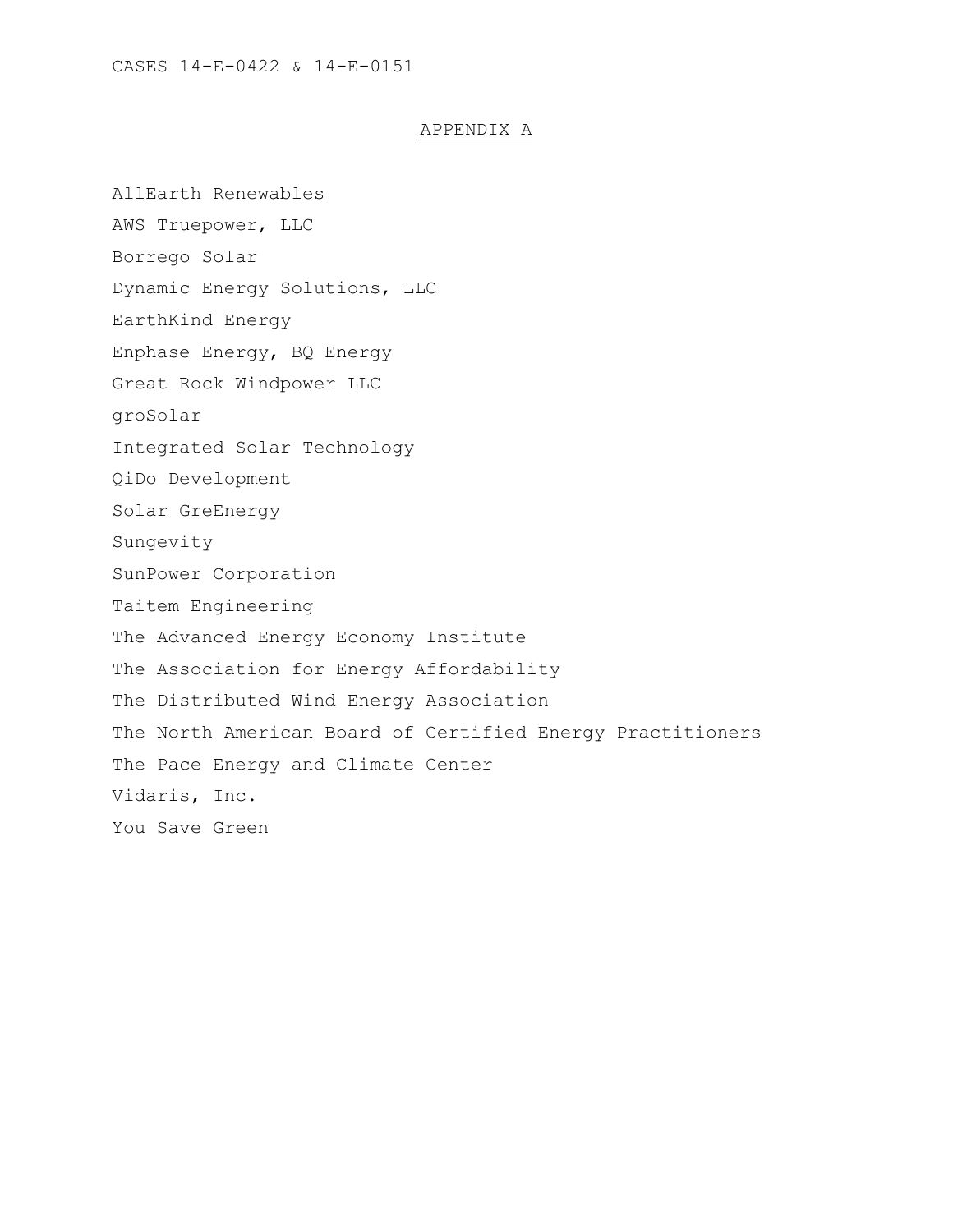## APPENDIX A

AllEarth Renewables

AWS Truepower, LLC

Borrego Solar

Dynamic Energy Solutions, LLC

EarthKind Energy

Enphase Energy, BQ Energy

Great Rock Windpower LLC

groSolar

Integrated Solar Technology

QiDo Development

Solar GreEnergy

Sungevity

SunPower Corporation

Taitem Engineering

The Advanced Energy Economy Institute

The Association for Energy Affordability

The Distributed Wind Energy Association

The North American Board of Certified Energy Practitioners

The Pace Energy and Climate Center

Vidaris, Inc.

You Save Green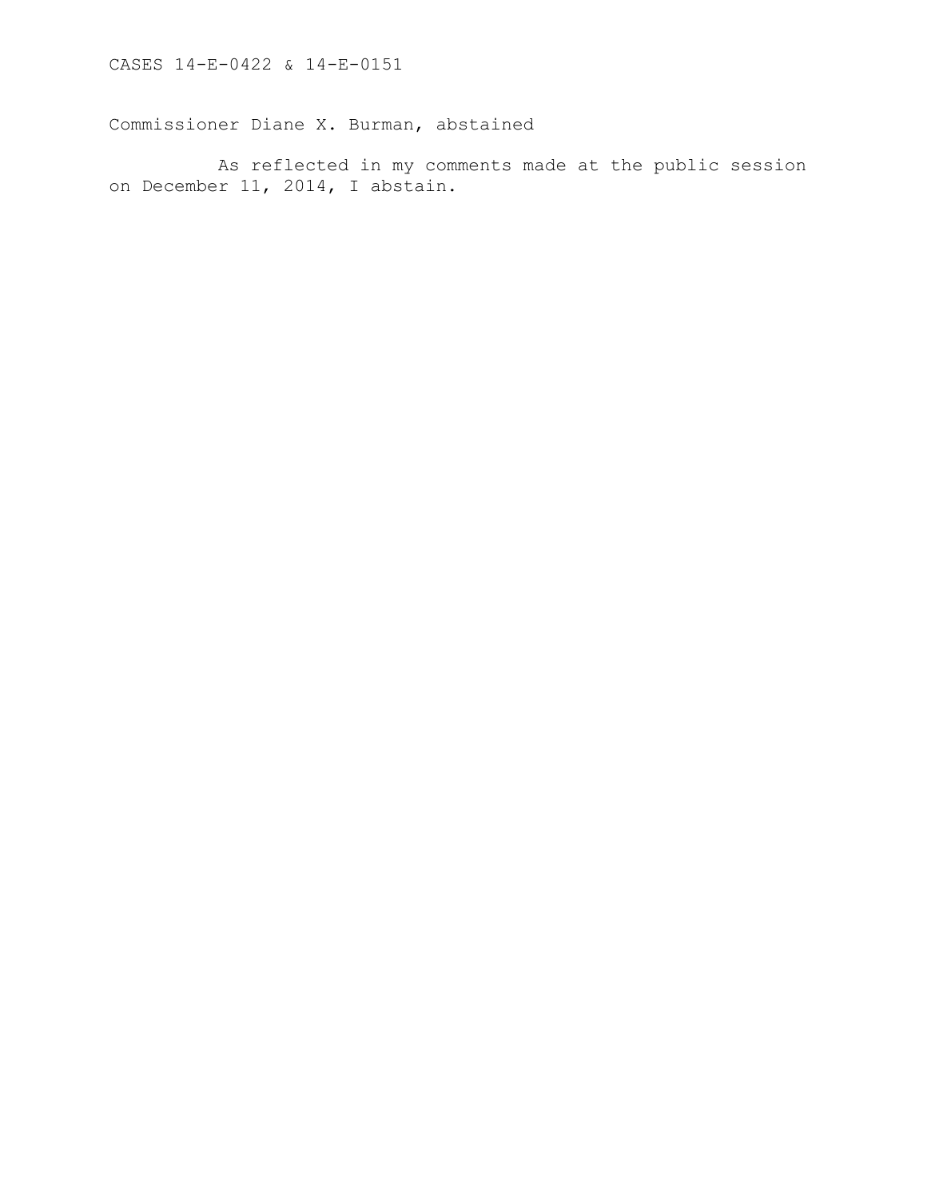Commissioner Diane X. Burman, abstained

As reflected in my comments made at the public session on December 11, 2014, I abstain.